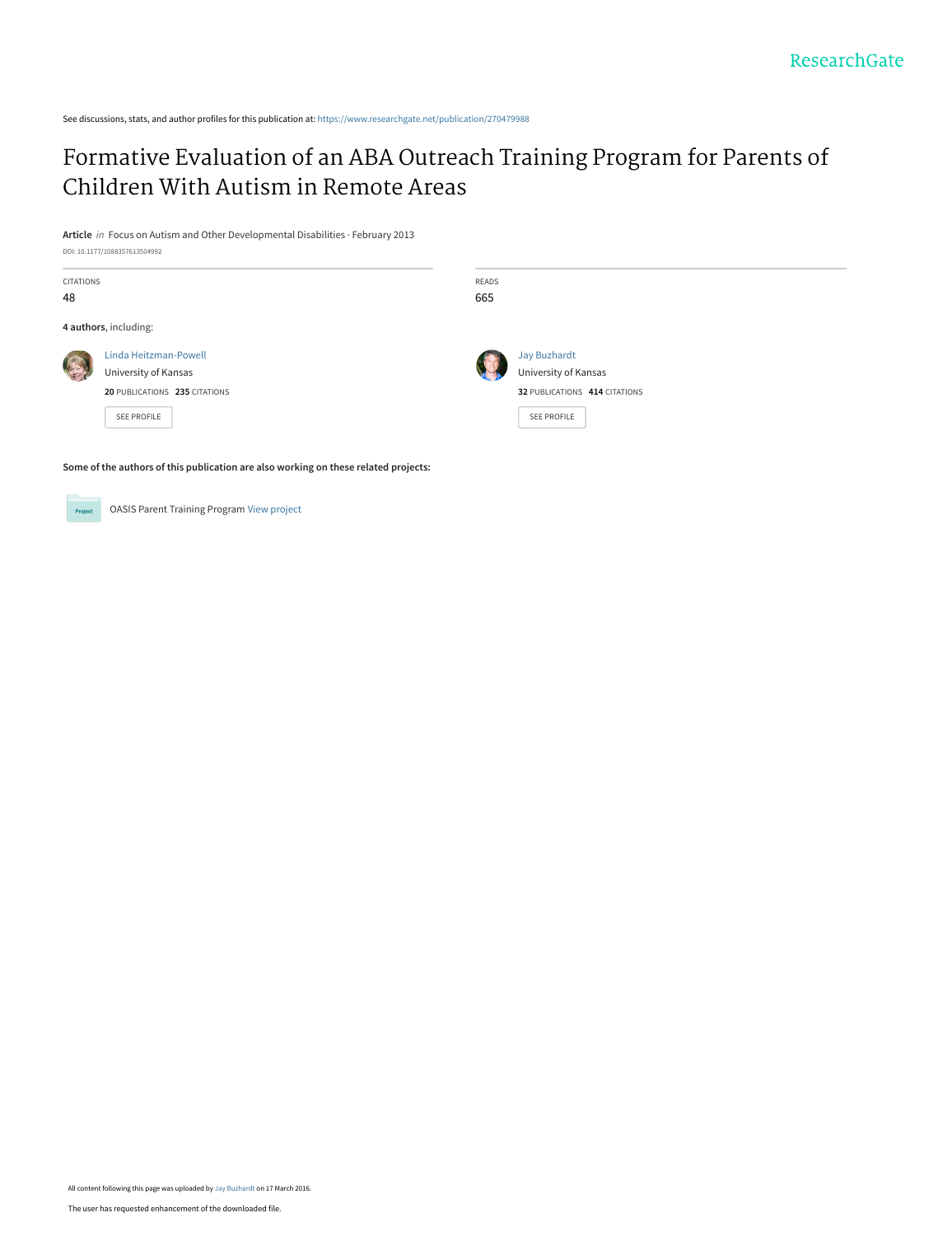See discussions, stats, and author profiles for this publication at: https://www.researchgate.net/publication/270479988

# Formative Evaluation of an ABA Outreach Training Program for Parents of Children With Autism in Remote Areas

**Article** *in* Focus on Autism and Other Developmental Disabilities · February 2013

DOI: 10.1177/1088357613504992

CITATIONS
48

READS
665

**4 authors**, including:

Linda Heitzman-Powell
University of Kansas
**20** PUBLICATIONS **235** CITATIONS

SEE PROFILE

Jay Buzhardt
University of Kansas
**32** PUBLICATIONS **414** CITATIONS

SEE PROFILE

**Some of the authors of this publication are also working on these related projects:**

OASIS Parent Training Program View project

All content following this page was uploaded by Jay Buzhardt on 17 March 2016.

The user has requested enhancement of the downloaded file.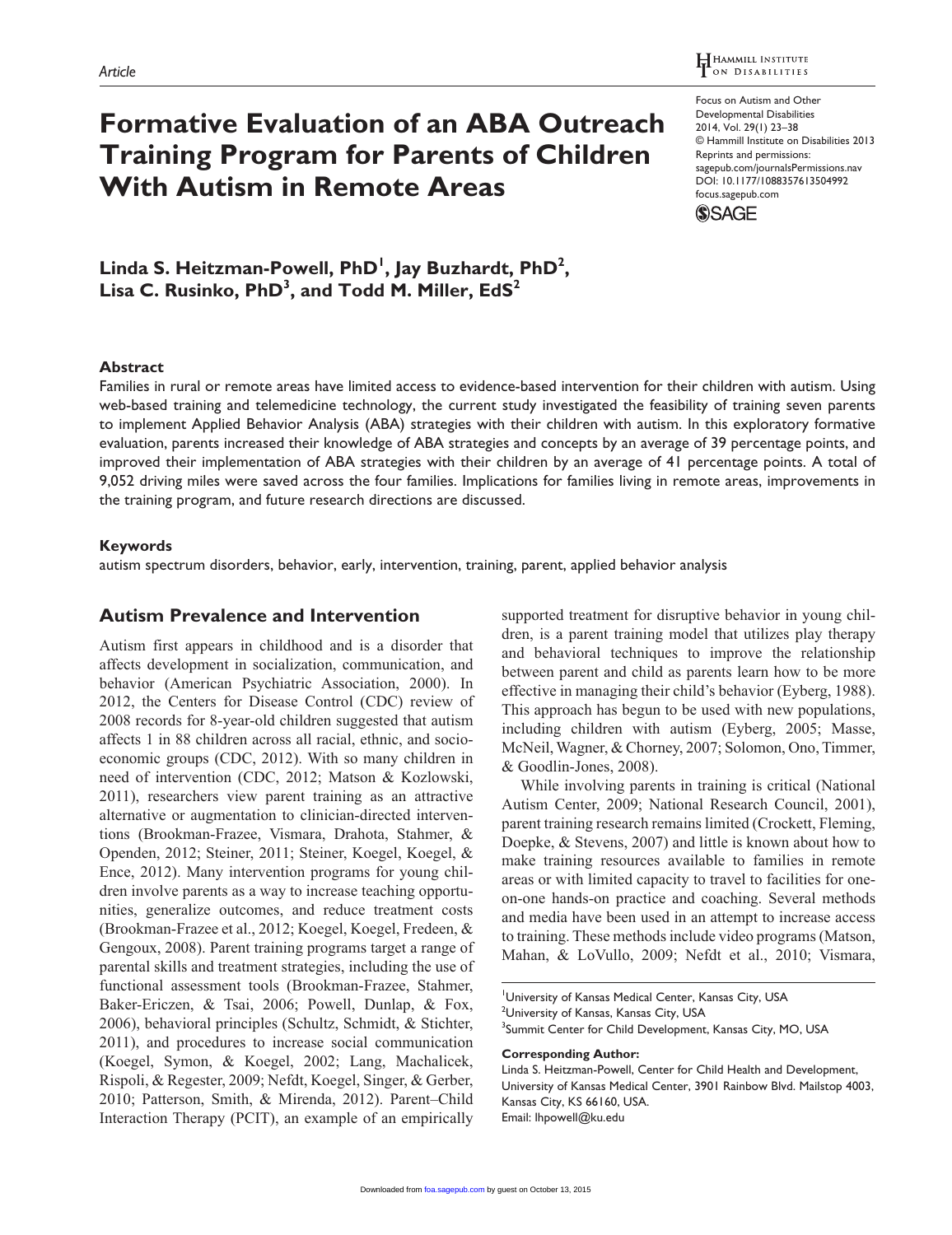*Article*

# Formative Evaluation of an ABA Outreach Training Program for Parents of Children With Autism in Remote Areas

Focus on Autism and Other Developmental Disabilities
2014, Vol. 29(1) 23–38
© Hammill Institute on Disabilities 2013
Reprints and permissions: sagepub.com/journalsPermissions.nav
DOI: 10.1177/1088357613504992
focus.sagepub.com

**Linda S. Heitzman-Powell, PhD[1], Jay Buzhardt, PhD[2], Lisa C. Rusinko, PhD[3], and Todd M. Miller, EdS[2]**

## Abstract

Families in rural or remote areas have limited access to evidence-based intervention for their children with autism. Using web-based training and telemedicine technology, the current study investigated the feasibility of training seven parents to implement Applied Behavior Analysis (ABA) strategies with their children with autism. In this exploratory formative evaluation, parents increased their knowledge of ABA strategies and concepts by an average of 39 percentage points, and improved their implementation of ABA strategies with their children by an average of 41 percentage points. A total of 9,052 driving miles were saved across the four families. Implications for families living in remote areas, improvements in the training program, and future research directions are discussed.

## Keywords

autism spectrum disorders, behavior, early, intervention, training, parent, applied behavior analysis

## Autism Prevalence and Intervention

Autism first appears in childhood and is a disorder that affects development in socialization, communication, and behavior (American Psychiatric Association, 2000). In 2012, the Centers for Disease Control (CDC) review of 2008 records for 8-year-old children suggested that autism affects 1 in 88 children across all racial, ethnic, and socioeconomic groups (CDC, 2012). With so many children in need of intervention (CDC, 2012; Matson & Kozlowski, 2011), researchers view parent training as an attractive alternative or augmentation to clinician-directed interventions (Brookman-Frazee, Vismara, Drahota, Stahmer, & Openden, 2012; Steiner, 2011; Steiner, Koegel, Koegel, & Ence, 2012). Many intervention programs for young children involve parents as a way to increase teaching opportunities, generalize outcomes, and reduce treatment costs (Brookman-Frazee et al., 2012; Koegel, Koegel, Fredeen, & Gengoux, 2008). Parent training programs target a range of parental skills and treatment strategies, including the use of functional assessment tools (Brookman-Frazee, Stahmer, Baker-Ericzen, & Tsai, 2006; Powell, Dunlap, & Fox, 2006), behavioral principles (Schultz, Schmidt, & Stichter, 2011), and procedures to increase social communication (Koegel, Symon, & Koegel, 2002; Lang, Machalicek, Rispoli, & Regester, 2009; Nefdt, Koegel, Singer, & Gerber, 2010; Patterson, Smith, & Mirenda, 2012). Parent–Child Interaction Therapy (PCIT), an example of an empirically supported treatment for disruptive behavior in young children, is a parent training model that utilizes play therapy and behavioral techniques to improve the relationship between parent and child as parents learn how to be more effective in managing their child's behavior (Eyberg, 1988). This approach has begun to be used with new populations, including children with autism (Eyberg, 2005; Masse, McNeil, Wagner, & Chorney, 2007; Solomon, Ono, Timmer, & Goodlin-Jones, 2008).

While involving parents in training is critical (National Autism Center, 2009; National Research Council, 2001), parent training research remains limited (Crockett, Fleming, Doepke, & Stevens, 2007) and little is known about how to make training resources available to families in remote areas or with limited capacity to travel to facilities for one-on-one hands-on practice and coaching. Several methods and media have been used in an attempt to increase access to training. These methods include video programs (Matson, Mahan, & LoVullo, 2009; Nefdt et al., 2010; Vismara,

[1]University of Kansas Medical Center, Kansas City, USA
[2]University of Kansas, Kansas City, USA
[3]Summit Center for Child Development, Kansas City, MO, USA

**Corresponding Author:**
Linda S. Heitzman-Powell, Center for Child Health and Development, University of Kansas Medical Center, 3901 Rainbow Blvd. Mailstop 4003, Kansas City, KS 66160, USA.
Email: lhpowell@ku.edu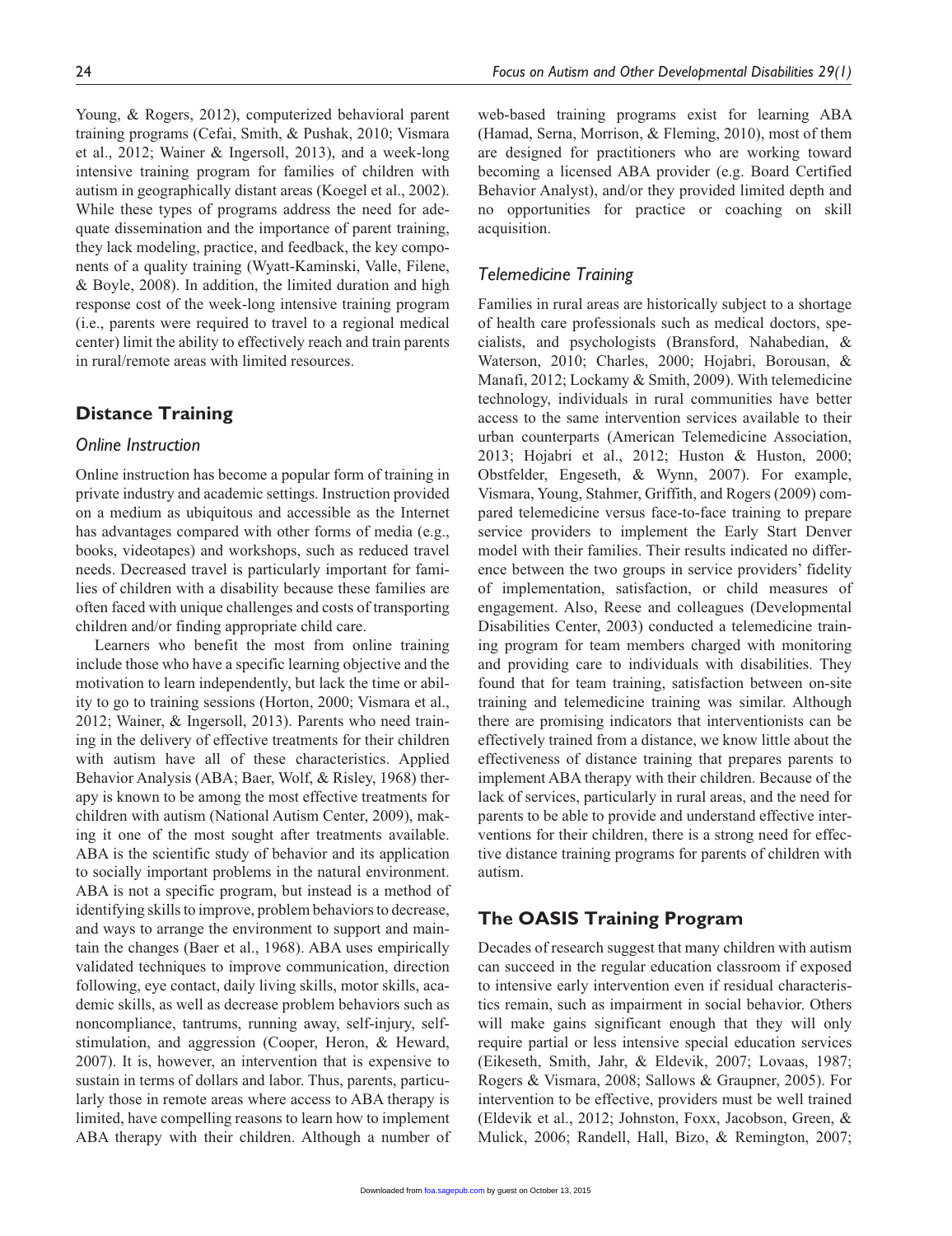Young, & Rogers, 2012), computerized behavioral parent training programs (Cefai, Smith, & Pushak, 2010; Vismara et al., 2012; Wainer & Ingersoll, 2013), and a week-long intensive training program for families of children with autism in geographically distant areas (Koegel et al., 2002). While these types of programs address the need for adequate dissemination and the importance of parent training, they lack modeling, practice, and feedback, the key components of a quality training (Wyatt-Kaminski, Valle, Filene, & Boyle, 2008). In addition, the limited duration and high response cost of the week-long intensive training program (i.e., parents were required to travel to a regional medical center) limit the ability to effectively reach and train parents in rural/remote areas with limited resources.

## Distance Training

### *Online Instruction*

Online instruction has become a popular form of training in private industry and academic settings. Instruction provided on a medium as ubiquitous and accessible as the Internet has advantages compared with other forms of media (e.g., books, videotapes) and workshops, such as reduced travel needs. Decreased travel is particularly important for families of children with a disability because these families are often faced with unique challenges and costs of transporting children and/or finding appropriate child care.

Learners who benefit the most from online training include those who have a specific learning objective and the motivation to learn independently, but lack the time or ability to go to training sessions (Horton, 2000; Vismara et al., 2012; Wainer, & Ingersoll, 2013). Parents who need training in the delivery of effective treatments for their children with autism have all of these characteristics. Applied Behavior Analysis (ABA; Baer, Wolf, & Risley, 1968) therapy is known to be among the most effective treatments for children with autism (National Autism Center, 2009), making it one of the most sought after treatments available. ABA is the scientific study of behavior and its application to socially important problems in the natural environment. ABA is not a specific program, but instead is a method of identifying skills to improve, problem behaviors to decrease, and ways to arrange the environment to support and maintain the changes (Baer et al., 1968). ABA uses empirically validated techniques to improve communication, direction following, eye contact, daily living skills, motor skills, academic skills, as well as decrease problem behaviors such as noncompliance, tantrums, running away, self-injury, self-stimulation, and aggression (Cooper, Heron, & Heward, 2007). It is, however, an intervention that is expensive to sustain in terms of dollars and labor. Thus, parents, particularly those in remote areas where access to ABA therapy is limited, have compelling reasons to learn how to implement ABA therapy with their children. Although a number of web-based training programs exist for learning ABA (Hamad, Serna, Morrison, & Fleming, 2010), most of them are designed for practitioners who are working toward becoming a licensed ABA provider (e.g. Board Certified Behavior Analyst), and/or they provided limited depth and no opportunities for practice or coaching on skill acquisition.

### *Telemedicine Training*

Families in rural areas are historically subject to a shortage of health care professionals such as medical doctors, specialists, and psychologists (Bransford, Nahabedian, & Waterson, 2010; Charles, 2000; Hojabri, Borousan, & Manafi, 2012; Lockamy & Smith, 2009). With telemedicine technology, individuals in rural communities have better access to the same intervention services available to their urban counterparts (American Telemedicine Association, 2013; Hojabri et al., 2012; Huston & Huston, 2000; Obstfelder, Engeseth, & Wynn, 2007). For example, Vismara, Young, Stahmer, Griffith, and Rogers (2009) compared telemedicine versus face-to-face training to prepare service providers to implement the Early Start Denver model with their families. Their results indicated no difference between the two groups in service providers' fidelity of implementation, satisfaction, or child measures of engagement. Also, Reese and colleagues (Developmental Disabilities Center, 2003) conducted a telemedicine training program for team members charged with monitoring and providing care to individuals with disabilities. They found that for team training, satisfaction between on-site training and telemedicine training was similar. Although there are promising indicators that interventionists can be effectively trained from a distance, we know little about the effectiveness of distance training that prepares parents to implement ABA therapy with their children. Because of the lack of services, particularly in rural areas, and the need for parents to be able to provide and understand effective interventions for their children, there is a strong need for effective distance training programs for parents of children with autism.

## The OASIS Training Program

Decades of research suggest that many children with autism can succeed in the regular education classroom if exposed to intensive early intervention even if residual characteristics remain, such as impairment in social behavior. Others will make gains significant enough that they will only require partial or less intensive special education services (Eikeseth, Smith, Jahr, & Eldevik, 2007; Lovaas, 1987; Rogers & Vismara, 2008; Sallows & Graupner, 2005). For intervention to be effective, providers must be well trained (Eldevik et al., 2012; Johnston, Foxx, Jacobson, Green, & Mulick, 2006; Randell, Hall, Bizo, & Remington, 2007;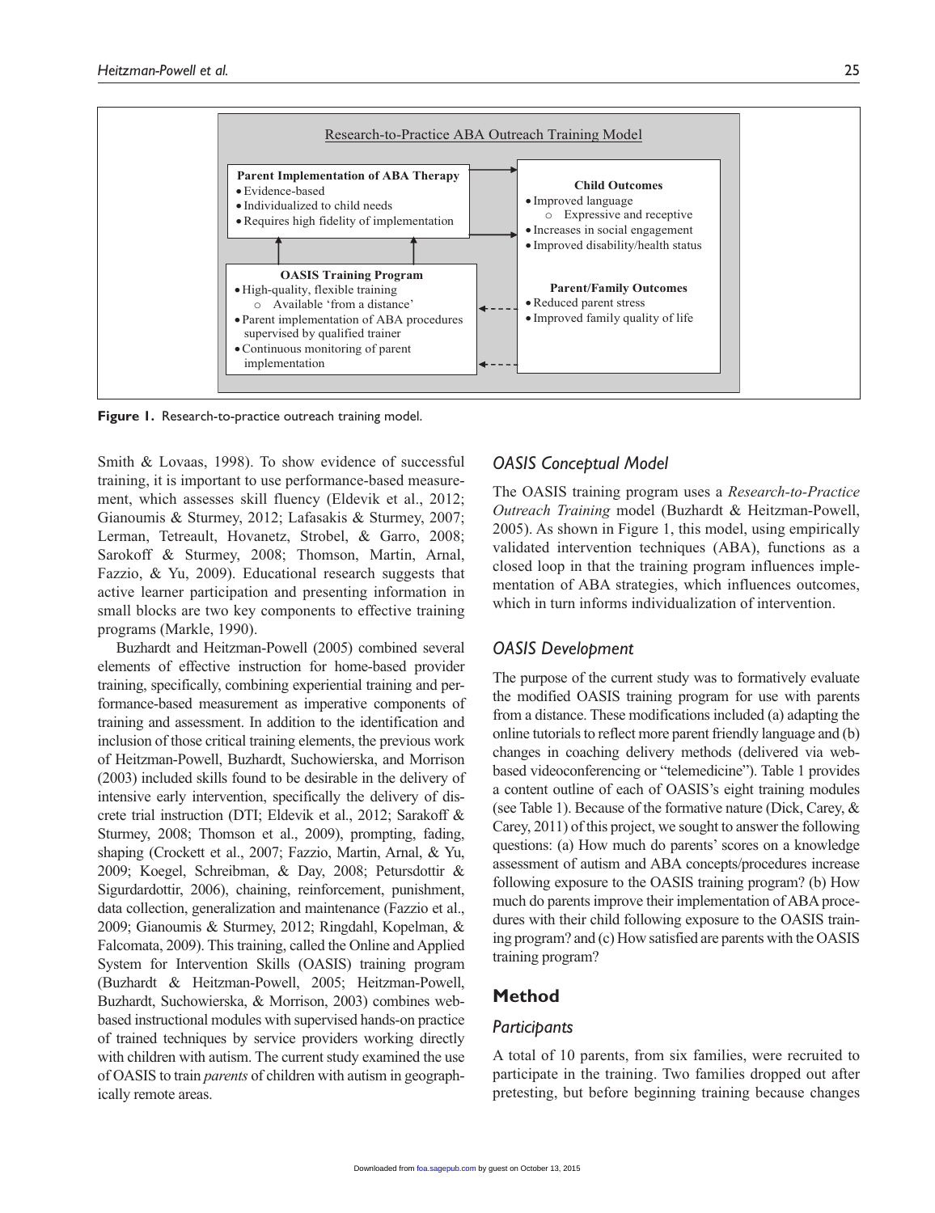Research-to-Practice ABA Outreach Training Model

**Parent Implementation of ABA Therapy**
- Evidence-based
- Individualized to child needs
- Requires high fidelity of implementation

**Child Outcomes**
- Improved language
  - Expressive and receptive
- Increases in social engagement
- Improved disability/health status

**OASIS Training Program**
- High-quality, flexible training
  - Available 'from a distance'
- Parent implementation of ABA procedures supervised by qualified trainer
- Continuous monitoring of parent implementation

**Parent/Family Outcomes**
- Reduced parent stress
- Improved family quality of life

**Figure 1.** Research-to-practice outreach training model.

Smith & Lovaas, 1998). To show evidence of successful training, it is important to use performance-based measurement, which assesses skill fluency (Eldevik et al., 2012; Gianoumis & Sturmey, 2012; Lafasakis & Sturmey, 2007; Lerman, Tetreault, Hovanetz, Strobel, & Garro, 2008; Sarokoff & Sturmey, 2008; Thomson, Martin, Arnal, Fazzio, & Yu, 2009). Educational research suggests that active learner participation and presenting information in small blocks are two key components to effective training programs (Markle, 1990).

Buzhardt and Heitzman-Powell (2005) combined several elements of effective instruction for home-based provider training, specifically, combining experiential training and performance-based measurement as imperative components of training and assessment. In addition to the identification and inclusion of those critical training elements, the previous work of Heitzman-Powell, Buzhardt, Suchowierska, and Morrison (2003) included skills found to be desirable in the delivery of intensive early intervention, specifically the delivery of discrete trial instruction (DTI; Eldevik et al., 2012; Sarokoff & Sturmey, 2008; Thomson et al., 2009), prompting, fading, shaping (Crockett et al., 2007; Fazzio, Martin, Arnal, & Yu, 2009; Koegel, Schreibman, & Day, 2008; Petursdottir & Sigurdardottir, 2006), chaining, reinforcement, punishment, data collection, generalization and maintenance (Fazzio et al., 2009; Gianoumis & Sturmey, 2012; Ringdahl, Kopelman, & Falcomata, 2009). This training, called the Online and Applied System for Intervention Skills (OASIS) training program (Buzhardt & Heitzman-Powell, 2005; Heitzman-Powell, Buzhardt, Suchowierska, & Morrison, 2003) combines web-based instructional modules with supervised hands-on practice of trained techniques by service providers working directly with children with autism. The current study examined the use of OASIS to train *parents* of children with autism in geographically remote areas.

## *OASIS Conceptual Model*

The OASIS training program uses a *Research-to-Practice Outreach Training* model (Buzhardt & Heitzman-Powell, 2005). As shown in Figure 1, this model, using empirically validated intervention techniques (ABA), functions as a closed loop in that the training program influences implementation of ABA strategies, which influences outcomes, which in turn informs individualization of intervention.

## *OASIS Development*

The purpose of the current study was to formatively evaluate the modified OASIS training program for use with parents from a distance. These modifications included (a) adapting the online tutorials to reflect more parent friendly language and (b) changes in coaching delivery methods (delivered via web-based videoconferencing or "telemedicine"). Table 1 provides a content outline of each of OASIS's eight training modules (see Table 1). Because of the formative nature (Dick, Carey, & Carey, 2011) of this project, we sought to answer the following questions: (a) How much do parents' scores on a knowledge assessment of autism and ABA concepts/procedures increase following exposure to the OASIS training program? (b) How much do parents improve their implementation of ABA procedures with their child following exposure to the OASIS training program? and (c) How satisfied are parents with the OASIS training program?

# Method

## *Participants*

A total of 10 parents, from six families, were recruited to participate in the training. Two families dropped out after pretesting, but before beginning training because changes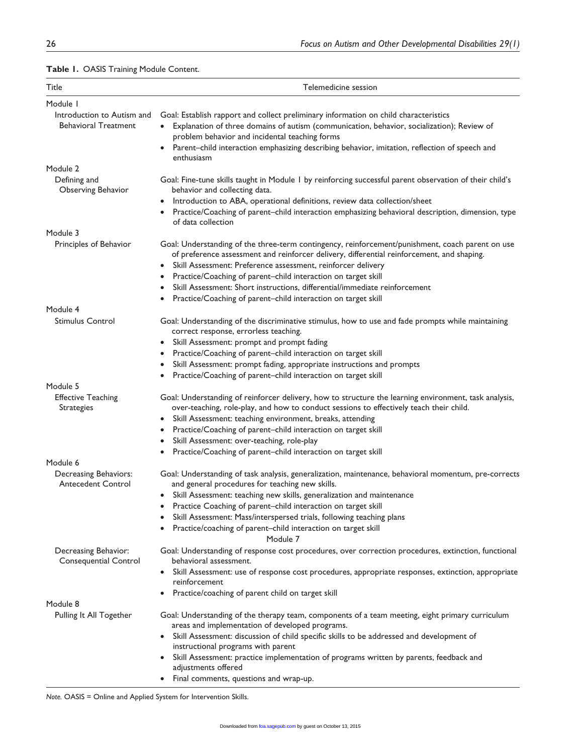**Table 1.** OASIS Training Module Content.

| Title | Telemedicine session |
|---|---|
| Module 1 | |
| Introduction to Autism and Behavioral Treatment | Goal: Establish rapport and collect preliminary information on child characteristics<br>• Explanation of three domains of autism (communication, behavior, socialization); Review of problem behavior and incidental teaching forms<br>• Parent–child interaction emphasizing describing behavior, imitation, reflection of speech and enthusiasm |
| Module 2 | |
| Defining and Observing Behavior | Goal: Fine-tune skills taught in Module 1 by reinforcing successful parent observation of their child's behavior and collecting data.<br>• Introduction to ABA, operational definitions, review data collection/sheet<br>• Practice/Coaching of parent–child interaction emphasizing behavioral description, dimension, type of data collection |
| Module 3 | |
| Principles of Behavior | Goal: Understanding of the three-term contingency, reinforcement/punishment, coach parent on use of preference assessment and reinforcer delivery, differential reinforcement, and shaping.<br>• Skill Assessment: Preference assessment, reinforcer delivery<br>• Practice/Coaching of parent–child interaction on target skill<br>• Skill Assessment: Short instructions, differential/immediate reinforcement<br>• Practice/Coaching of parent–child interaction on target skill |
| Module 4 | |
| Stimulus Control | Goal: Understanding of the discriminative stimulus, how to use and fade prompts while maintaining correct response, errorless teaching.<br>• Skill Assessment: prompt and prompt fading<br>• Practice/Coaching of parent–child interaction on target skill<br>• Skill Assessment: prompt fading, appropriate instructions and prompts<br>• Practice/Coaching of parent–child interaction on target skill |
| Module 5 | |
| Effective Teaching Strategies | Goal: Understanding of reinforcer delivery, how to structure the learning environment, task analysis, over-teaching, role-play, and how to conduct sessions to effectively teach their child.<br>• Skill Assessment: teaching environment, breaks, attending<br>• Practice/Coaching of parent–child interaction on target skill<br>• Skill Assessment: over-teaching, role-play<br>• Practice/Coaching of parent–child interaction on target skill |
| Module 6 | |
| Decreasing Behaviors: Antecedent Control | Goal: Understanding of task analysis, generalization, maintenance, behavioral momentum, pre-corrects and general procedures for teaching new skills.<br>• Skill Assessment: teaching new skills, generalization and maintenance<br>• Practice Coaching of parent–child interaction on target skill<br>• Skill Assessment: Mass/interspersed trials, following teaching plans<br>• Practice/coaching of parent–child interaction on target skill |
| | Module 7 |
| Decreasing Behavior: Consequential Control | Goal: Understanding of response cost procedures, over correction procedures, extinction, functional behavioral assessment.<br>• Skill Assessment: use of response cost procedures, appropriate responses, extinction, appropriate reinforcement<br>• Practice/coaching of parent child on target skill |
| Module 8 | |
| Pulling It All Together | Goal: Understanding of the therapy team, components of a team meeting, eight primary curriculum areas and implementation of developed programs.<br>• Skill Assessment: discussion of child specific skills to be addressed and development of instructional programs with parent<br>• Skill Assessment: practice implementation of programs written by parents, feedback and adjustments offered<br>• Final comments, questions and wrap-up. |

*Note.* OASIS = Online and Applied System for Intervention Skills.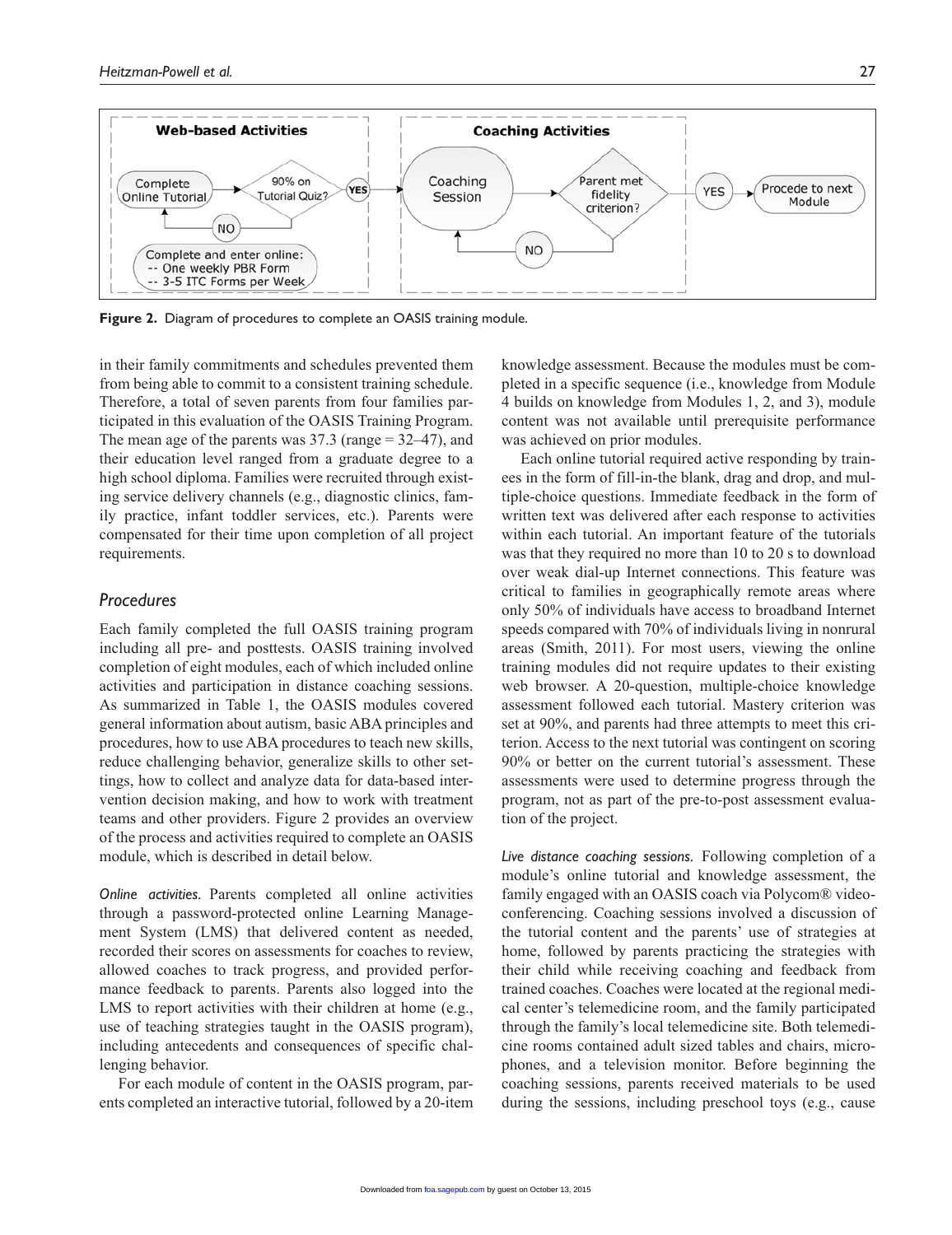**Figure 2.** Diagram of procedures to complete an OASIS training module.

in their family commitments and schedules prevented them from being able to commit to a consistent training schedule. Therefore, a total of seven parents from four families participated in this evaluation of the OASIS Training Program. The mean age of the parents was 37.3 (range = 32–47), and their education level ranged from a graduate degree to a high school diploma. Families were recruited through existing service delivery channels (e.g., diagnostic clinics, family practice, infant toddler services, etc.). Parents were compensated for their time upon completion of all project requirements.

## Procedures

Each family completed the full OASIS training program including all pre- and posttests. OASIS training involved completion of eight modules, each of which included online activities and participation in distance coaching sessions. As summarized in Table 1, the OASIS modules covered general information about autism, basic ABA principles and procedures, how to use ABA procedures to teach new skills, reduce challenging behavior, generalize skills to other settings, how to collect and analyze data for data-based intervention decision making, and how to work with treatment teams and other providers. Figure 2 provides an overview of the process and activities required to complete an OASIS module, which is described in detail below.

*Online activities.* Parents completed all online activities through a password-protected online Learning Management System (LMS) that delivered content as needed, recorded their scores on assessments for coaches to review, allowed coaches to track progress, and provided performance feedback to parents. Parents also logged into the LMS to report activities with their children at home (e.g., use of teaching strategies taught in the OASIS program), including antecedents and consequences of specific challenging behavior.

For each module of content in the OASIS program, parents completed an interactive tutorial, followed by a 20-item knowledge assessment. Because the modules must be completed in a specific sequence (i.e., knowledge from Module 4 builds on knowledge from Modules 1, 2, and 3), module content was not available until prerequisite performance was achieved on prior modules.

Each online tutorial required active responding by trainees in the form of fill-in-the blank, drag and drop, and multiple-choice questions. Immediate feedback in the form of written text was delivered after each response to activities within each tutorial. An important feature of the tutorials was that they required no more than 10 to 20 s to download over weak dial-up Internet connections. This feature was critical to families in geographically remote areas where only 50% of individuals have access to broadband Internet speeds compared with 70% of individuals living in nonrural areas (Smith, 2011). For most users, viewing the online training modules did not require updates to their existing web browser. A 20-question, multiple-choice knowledge assessment followed each tutorial. Mastery criterion was set at 90%, and parents had three attempts to meet this criterion. Access to the next tutorial was contingent on scoring 90% or better on the current tutorial's assessment. These assessments were used to determine progress through the program, not as part of the pre-to-post assessment evaluation of the project.

*Live distance coaching sessions.* Following completion of a module's online tutorial and knowledge assessment, the family engaged with an OASIS coach via Polycom® videoconferencing. Coaching sessions involved a discussion of the tutorial content and the parents' use of strategies at home, followed by parents practicing the strategies with their child while receiving coaching and feedback from trained coaches. Coaches were located at the regional medical center's telemedicine room, and the family participated through the family's local telemedicine site. Both telemedicine rooms contained adult sized tables and chairs, microphones, and a television monitor. Before beginning the coaching sessions, parents received materials to be used during the sessions, including preschool toys (e.g., cause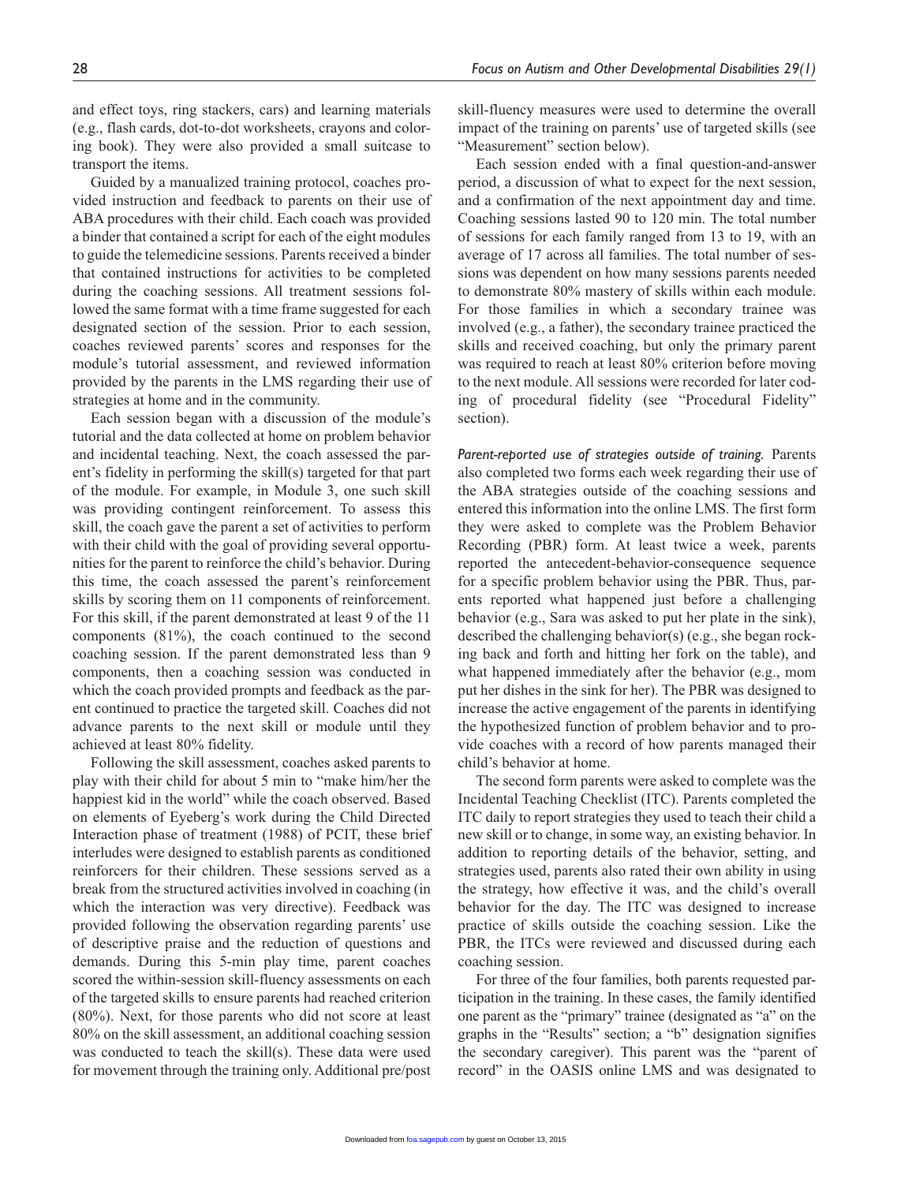and effect toys, ring stackers, cars) and learning materials (e.g., flash cards, dot-to-dot worksheets, crayons and coloring book). They were also provided a small suitcase to transport the items.

Guided by a manualized training protocol, coaches provided instruction and feedback to parents on their use of ABA procedures with their child. Each coach was provided a binder that contained a script for each of the eight modules to guide the telemedicine sessions. Parents received a binder that contained instructions for activities to be completed during the coaching sessions. All treatment sessions followed the same format with a time frame suggested for each designated section of the session. Prior to each session, coaches reviewed parents' scores and responses for the module's tutorial assessment, and reviewed information provided by the parents in the LMS regarding their use of strategies at home and in the community.

Each session began with a discussion of the module's tutorial and the data collected at home on problem behavior and incidental teaching. Next, the coach assessed the parent's fidelity in performing the skill(s) targeted for that part of the module. For example, in Module 3, one such skill was providing contingent reinforcement. To assess this skill, the coach gave the parent a set of activities to perform with their child with the goal of providing several opportunities for the parent to reinforce the child's behavior. During this time, the coach assessed the parent's reinforcement skills by scoring them on 11 components of reinforcement. For this skill, if the parent demonstrated at least 9 of the 11 components (81%), the coach continued to the second coaching session. If the parent demonstrated less than 9 components, then a coaching session was conducted in which the coach provided prompts and feedback as the parent continued to practice the targeted skill. Coaches did not advance parents to the next skill or module until they achieved at least 80% fidelity.

Following the skill assessment, coaches asked parents to play with their child for about 5 min to "make him/her the happiest kid in the world" while the coach observed. Based on elements of Eyeberg's work during the Child Directed Interaction phase of treatment (1988) of PCIT, these brief interludes were designed to establish parents as conditioned reinforcers for their children. These sessions served as a break from the structured activities involved in coaching (in which the interaction was very directive). Feedback was provided following the observation regarding parents' use of descriptive praise and the reduction of questions and demands. During this 5-min play time, parent coaches scored the within-session skill-fluency assessments on each of the targeted skills to ensure parents had reached criterion (80%). Next, for those parents who did not score at least 80% on the skill assessment, an additional coaching session was conducted to teach the skill(s). These data were used for movement through the training only. Additional pre/post skill-fluency measures were used to determine the overall impact of the training on parents' use of targeted skills (see "Measurement" section below).

Each session ended with a final question-and-answer period, a discussion of what to expect for the next session, and a confirmation of the next appointment day and time. Coaching sessions lasted 90 to 120 min. The total number of sessions for each family ranged from 13 to 19, with an average of 17 across all families. The total number of sessions was dependent on how many sessions parents needed to demonstrate 80% mastery of skills within each module. For those families in which a secondary trainee was involved (e.g., a father), the secondary trainee practiced the skills and received coaching, but only the primary parent was required to reach at least 80% criterion before moving to the next module. All sessions were recorded for later coding of procedural fidelity (see "Procedural Fidelity" section).

*Parent-reported use of strategies outside of training.* Parents also completed two forms each week regarding their use of the ABA strategies outside of the coaching sessions and entered this information into the online LMS. The first form they were asked to complete was the Problem Behavior Recording (PBR) form. At least twice a week, parents reported the antecedent-behavior-consequence sequence for a specific problem behavior using the PBR. Thus, parents reported what happened just before a challenging behavior (e.g., Sara was asked to put her plate in the sink), described the challenging behavior(s) (e.g., she began rocking back and forth and hitting her fork on the table), and what happened immediately after the behavior (e.g., mom put her dishes in the sink for her). The PBR was designed to increase the active engagement of the parents in identifying the hypothesized function of problem behavior and to provide coaches with a record of how parents managed their child's behavior at home.

The second form parents were asked to complete was the Incidental Teaching Checklist (ITC). Parents completed the ITC daily to report strategies they used to teach their child a new skill or to change, in some way, an existing behavior. In addition to reporting details of the behavior, setting, and strategies used, parents also rated their own ability in using the strategy, how effective it was, and the child's overall behavior for the day. The ITC was designed to increase practice of skills outside the coaching session. Like the PBR, the ITCs were reviewed and discussed during each coaching session.

For three of the four families, both parents requested participation in the training. In these cases, the family identified one parent as the "primary" trainee (designated as "a" on the graphs in the "Results" section; a "b" designation signifies the secondary caregiver). This parent was the "parent of record" in the OASIS online LMS and was designated to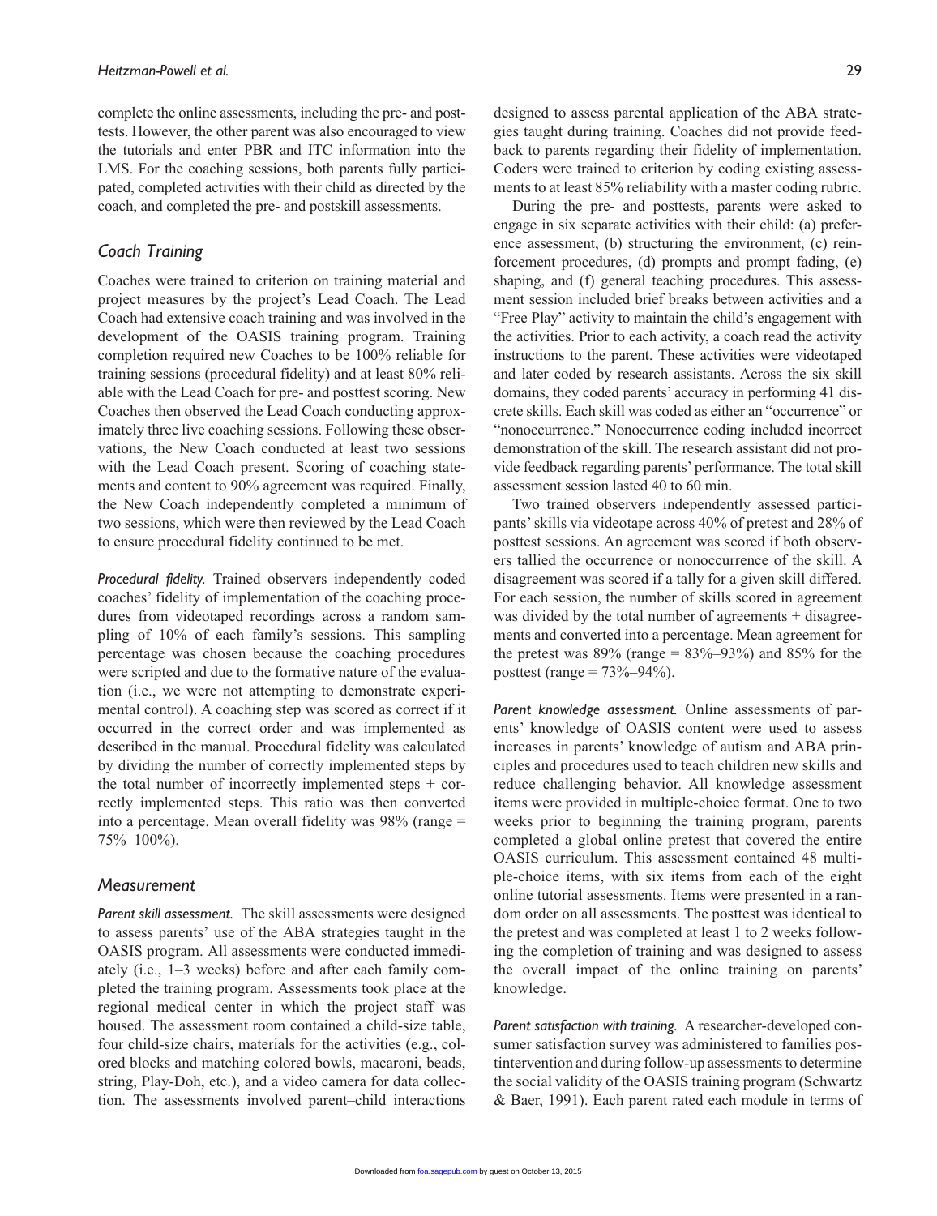complete the online assessments, including the pre- and posttests. However, the other parent was also encouraged to view the tutorials and enter PBR and ITC information into the LMS. For the coaching sessions, both parents fully participated, completed activities with their child as directed by the coach, and completed the pre- and postskill assessments.

## Coach Training

Coaches were trained to criterion on training material and project measures by the project's Lead Coach. The Lead Coach had extensive coach training and was involved in the development of the OASIS training program. Training completion required new Coaches to be 100% reliable for training sessions (procedural fidelity) and at least 80% reliable with the Lead Coach for pre- and posttest scoring. New Coaches then observed the Lead Coach conducting approximately three live coaching sessions. Following these observations, the New Coach conducted at least two sessions with the Lead Coach present. Scoring of coaching statements and content to 90% agreement was required. Finally, the New Coach independently completed a minimum of two sessions, which were then reviewed by the Lead Coach to ensure procedural fidelity continued to be met.

*Procedural fidelity.* Trained observers independently coded coaches' fidelity of implementation of the coaching procedures from videotaped recordings across a random sampling of 10% of each family's sessions. This sampling percentage was chosen because the coaching procedures were scripted and due to the formative nature of the evaluation (i.e., we were not attempting to demonstrate experimental control). A coaching step was scored as correct if it occurred in the correct order and was implemented as described in the manual. Procedural fidelity was calculated by dividing the number of correctly implemented steps by the total number of incorrectly implemented steps + correctly implemented steps. This ratio was then converted into a percentage. Mean overall fidelity was 98% (range = 75%–100%).

## Measurement

*Parent skill assessment.* The skill assessments were designed to assess parents' use of the ABA strategies taught in the OASIS program. All assessments were conducted immediately (i.e., 1–3 weeks) before and after each family completed the training program. Assessments took place at the regional medical center in which the project staff was housed. The assessment room contained a child-size table, four child-size chairs, materials for the activities (e.g., colored blocks and matching colored bowls, macaroni, beads, string, Play-Doh, etc.), and a video camera for data collection. The assessments involved parent–child interactions designed to assess parental application of the ABA strategies taught during training. Coaches did not provide feedback to parents regarding their fidelity of implementation. Coders were trained to criterion by coding existing assessments to at least 85% reliability with a master coding rubric.

During the pre- and posttests, parents were asked to engage in six separate activities with their child: (a) preference assessment, (b) structuring the environment, (c) reinforcement procedures, (d) prompts and prompt fading, (e) shaping, and (f) general teaching procedures. This assessment session included brief breaks between activities and a "Free Play" activity to maintain the child's engagement with the activities. Prior to each activity, a coach read the activity instructions to the parent. These activities were videotaped and later coded by research assistants. Across the six skill domains, they coded parents' accuracy in performing 41 discrete skills. Each skill was coded as either an "occurrence" or "nonoccurrence." Nonoccurrence coding included incorrect demonstration of the skill. The research assistant did not provide feedback regarding parents' performance. The total skill assessment session lasted 40 to 60 min.

Two trained observers independently assessed participants' skills via videotape across 40% of pretest and 28% of posttest sessions. An agreement was scored if both observers tallied the occurrence or nonoccurrence of the skill. A disagreement was scored if a tally for a given skill differed. For each session, the number of skills scored in agreement was divided by the total number of agreements + disagreements and converted into a percentage. Mean agreement for the pretest was 89% (range = 83%–93%) and 85% for the posttest (range = 73%–94%).

*Parent knowledge assessment.* Online assessments of parents' knowledge of OASIS content were used to assess increases in parents' knowledge of autism and ABA principles and procedures used to teach children new skills and reduce challenging behavior. All knowledge assessment items were provided in multiple-choice format. One to two weeks prior to beginning the training program, parents completed a global online pretest that covered the entire OASIS curriculum. This assessment contained 48 multiple-choice items, with six items from each of the eight online tutorial assessments. Items were presented in a random order on all assessments. The posttest was identical to the pretest and was completed at least 1 to 2 weeks following the completion of training and was designed to assess the overall impact of the online training on parents' knowledge.

*Parent satisfaction with training.* A researcher-developed consumer satisfaction survey was administered to families postintervention and during follow-up assessments to determine the social validity of the OASIS training program (Schwartz & Baer, 1991). Each parent rated each module in terms of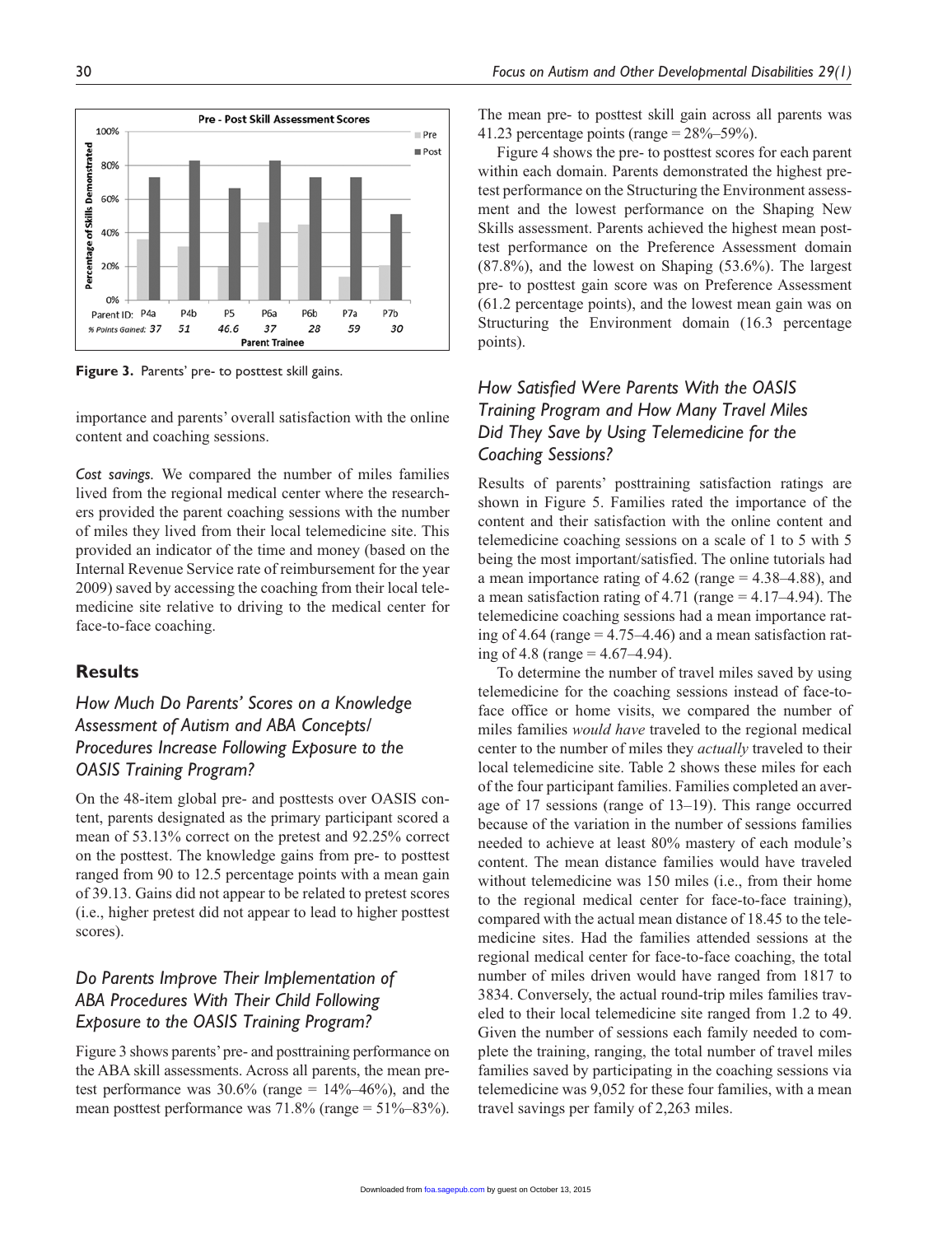Figure 3. Parents' pre- to posttest skill gains.

importance and parents' overall satisfaction with the online content and coaching sessions.

*Cost savings.* We compared the number of miles families lived from the regional medical center where the researchers provided the parent coaching sessions with the number of miles they lived from their local telemedicine site. This provided an indicator of the time and money (based on the Internal Revenue Service rate of reimbursement for the year 2009) saved by accessing the coaching from their local telemedicine site relative to driving to the medical center for face-to-face coaching.

## Results

### *How Much Do Parents' Scores on a Knowledge Assessment of Autism and ABA Concepts/ Procedures Increase Following Exposure to the OASIS Training Program?*

On the 48-item global pre- and posttests over OASIS content, parents designated as the primary participant scored a mean of 53.13% correct on the pretest and 92.25% correct on the posttest. The knowledge gains from pre- to posttest ranged from 90 to 12.5 percentage points with a mean gain of 39.13. Gains did not appear to be related to pretest scores (i.e., higher pretest did not appear to lead to higher posttest scores).

### *Do Parents Improve Their Implementation of ABA Procedures With Their Child Following Exposure to the OASIS Training Program?*

Figure 3 shows parents' pre- and posttraining performance on the ABA skill assessments. Across all parents, the mean pretest performance was 30.6% (range = 14%–46%), and the mean posttest performance was 71.8% (range = 51%–83%). The mean pre- to posttest skill gain across all parents was 41.23 percentage points (range = 28%–59%).

Figure 4 shows the pre- to posttest scores for each parent within each domain. Parents demonstrated the highest pretest performance on the Structuring the Environment assessment and the lowest performance on the Shaping New Skills assessment. Parents achieved the highest mean posttest performance on the Preference Assessment domain (87.8%), and the lowest on Shaping (53.6%). The largest pre- to posttest gain score was on Preference Assessment (61.2 percentage points), and the lowest mean gain was on Structuring the Environment domain (16.3 percentage points).

### *How Satisfied Were Parents With the OASIS Training Program and How Many Travel Miles Did They Save by Using Telemedicine for the Coaching Sessions?*

Results of parents' posttraining satisfaction ratings are shown in Figure 5. Families rated the importance of the content and their satisfaction with the online content and telemedicine coaching sessions on a scale of 1 to 5 with 5 being the most important/satisfied. The online tutorials had a mean importance rating of 4.62 (range = 4.38–4.88), and a mean satisfaction rating of 4.71 (range = 4.17–4.94). The telemedicine coaching sessions had a mean importance rating of 4.64 (range = 4.75–4.46) and a mean satisfaction rating of 4.8 (range = 4.67–4.94).

To determine the number of travel miles saved by using telemedicine for the coaching sessions instead of face-to-face office or home visits, we compared the number of miles families *would have* traveled to the regional medical center to the number of miles they *actually* traveled to their local telemedicine site. Table 2 shows these miles for each of the four participant families. Families completed an average of 17 sessions (range of 13–19). This range occurred because of the variation in the number of sessions families needed to achieve at least 80% mastery of each module's content. The mean distance families would have traveled without telemedicine was 150 miles (i.e., from their home to the regional medical center for face-to-face training), compared with the actual mean distance of 18.45 to the telemedicine sites. Had the families attended sessions at the regional medical center for face-to-face coaching, the total number of miles driven would have ranged from 1817 to 3834. Conversely, the actual round-trip miles families traveled to their local telemedicine site ranged from 1.2 to 49. Given the number of sessions each family needed to complete the training, ranging, the total number of travel miles families saved by participating in the coaching sessions via telemedicine was 9,052 for these four families, with a mean travel savings per family of 2,263 miles.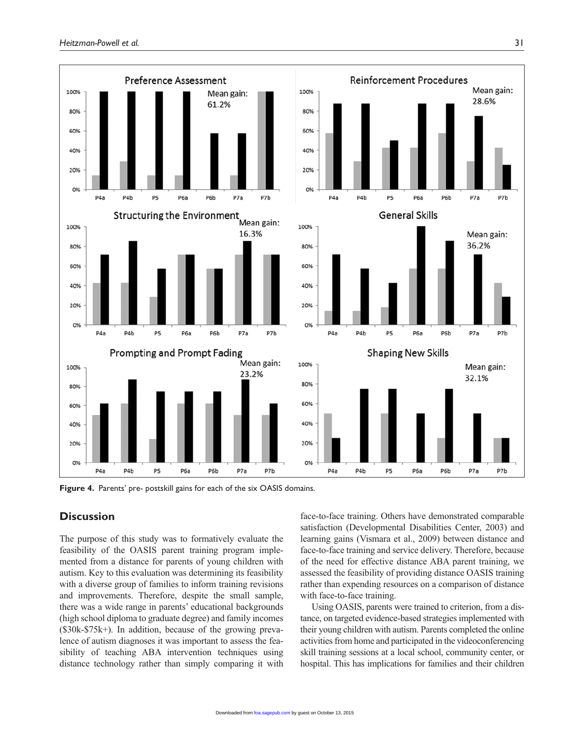**Figure 4.** Parents' pre- postskill gains for each of the six OASIS domains.

## Discussion

The purpose of this study was to formatively evaluate the feasibility of the OASIS parent training program implemented from a distance for parents of young children with autism. Key to this evaluation was determining its feasibility with a diverse group of families to inform training revisions and improvements. Therefore, despite the small sample, there was a wide range in parents' educational backgrounds (high school diploma to graduate degree) and family incomes ($30k-$75k+). In addition, because of the growing prevalence of autism diagnoses it was important to assess the feasibility of teaching ABA intervention techniques using distance technology rather than simply comparing it with face-to-face training. Others have demonstrated comparable satisfaction (Developmental Disabilities Center, 2003) and learning gains (Vismara et al., 2009) between distance and face-to-face training and service delivery. Therefore, because of the need for effective distance ABA parent training, we assessed the feasibility of providing distance OASIS training rather than expending resources on a comparison of distance with face-to-face training.

Using OASIS, parents were trained to criterion, from a distance, on targeted evidence-based strategies implemented with their young children with autism. Parents completed the online activities from home and participated in the videoconferencing skill training sessions at a local school, community center, or hospital. This has implications for families and their children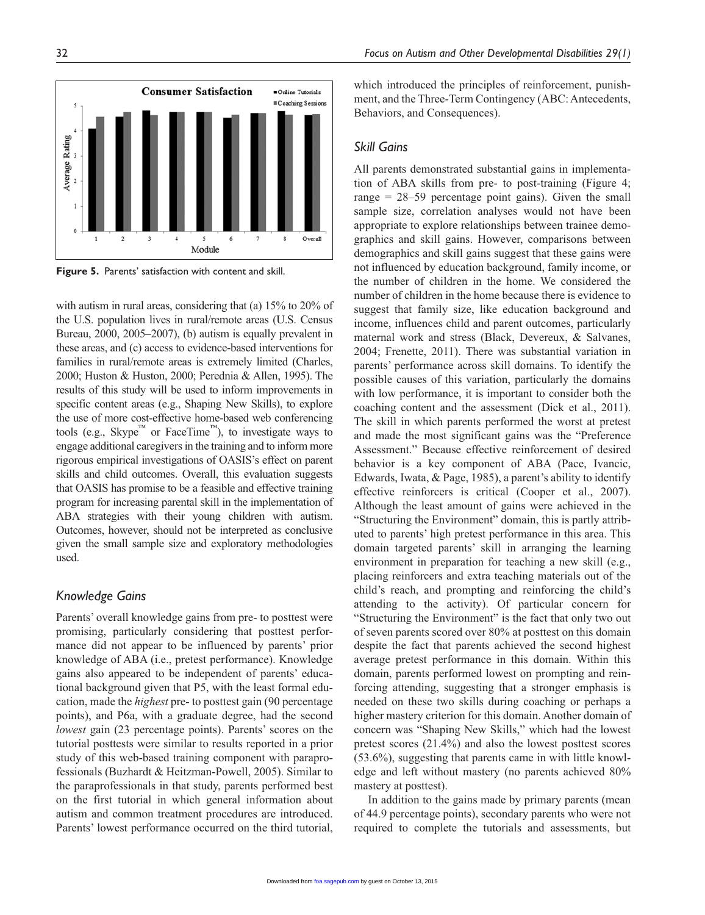Figure 5. Parents' satisfaction with content and skill.

with autism in rural areas, considering that (a) 15% to 20% of the U.S. population lives in rural/remote areas (U.S. Census Bureau, 2000, 2005–2007), (b) autism is equally prevalent in these areas, and (c) access to evidence-based interventions for families in rural/remote areas is extremely limited (Charles, 2000; Huston & Huston, 2000; Perednia & Allen, 1995). The results of this study will be used to inform improvements in specific content areas (e.g., Shaping New Skills), to explore the use of more cost-effective home-based web conferencing tools (e.g., Skype™ or FaceTime™), to investigate ways to engage additional caregivers in the training and to inform more rigorous empirical investigations of OASIS's effect on parent skills and child outcomes. Overall, this evaluation suggests that OASIS has promise to be a feasible and effective training program for increasing parental skill in the implementation of ABA strategies with their young children with autism. Outcomes, however, should not be interpreted as conclusive given the small sample size and exploratory methodologies used.

## Knowledge Gains

Parents' overall knowledge gains from pre- to posttest were promising, particularly considering that posttest performance did not appear to be influenced by parents' prior knowledge of ABA (i.e., pretest performance). Knowledge gains also appeared to be independent of parents' educational background given that P5, with the least formal education, made the *highest* pre- to posttest gain (90 percentage points), and P6a, with a graduate degree, had the second *lowest* gain (23 percentage points). Parents' scores on the tutorial posttests were similar to results reported in a prior study of this web-based training component with paraprofessionals (Buzhardt & Heitzman-Powell, 2005). Similar to the paraprofessionals in that study, parents performed best on the first tutorial in which general information about autism and common treatment procedures are introduced. Parents' lowest performance occurred on the third tutorial, which introduced the principles of reinforcement, punishment, and the Three-Term Contingency (ABC: Antecedents, Behaviors, and Consequences).

## Skill Gains

All parents demonstrated substantial gains in implementation of ABA skills from pre- to post-training (Figure 4; range = 28–59 percentage point gains). Given the small sample size, correlation analyses would not have been appropriate to explore relationships between trainee demographics and skill gains. However, comparisons between demographics and skill gains suggest that these gains were not influenced by education background, family income, or the number of children in the home. We considered the number of children in the home because there is evidence to suggest that family size, like education background and income, influences child and parent outcomes, particularly maternal work and stress (Black, Devereux, & Salvanes, 2004; Frenette, 2011). There was substantial variation in parents' performance across skill domains. To identify the possible causes of this variation, particularly the domains with low performance, it is important to consider both the coaching content and the assessment (Dick et al., 2011). The skill in which parents performed the worst at pretest and made the most significant gains was the "Preference Assessment." Because effective reinforcement of desired behavior is a key component of ABA (Pace, Ivancic, Edwards, Iwata, & Page, 1985), a parent's ability to identify effective reinforcers is critical (Cooper et al., 2007). Although the least amount of gains were achieved in the "Structuring the Environment" domain, this is partly attributed to parents' high pretest performance in this area. This domain targeted parents' skill in arranging the learning environment in preparation for teaching a new skill (e.g., placing reinforcers and extra teaching materials out of the child's reach, and prompting and reinforcing the child's attending to the activity). Of particular concern for "Structuring the Environment" is the fact that only two out of seven parents scored over 80% at posttest on this domain despite the fact that parents achieved the second highest average pretest performance in this domain. Within this domain, parents performed lowest on prompting and reinforcing attending, suggesting that a stronger emphasis is needed on these two skills during coaching or perhaps a higher mastery criterion for this domain. Another domain of concern was "Shaping New Skills," which had the lowest pretest scores (21.4%) and also the lowest posttest scores (53.6%), suggesting that parents came in with little knowledge and left without mastery (no parents achieved 80% mastery at posttest).

In addition to the gains made by primary parents (mean of 44.9 percentage points), secondary parents who were not required to complete the tutorials and assessments, but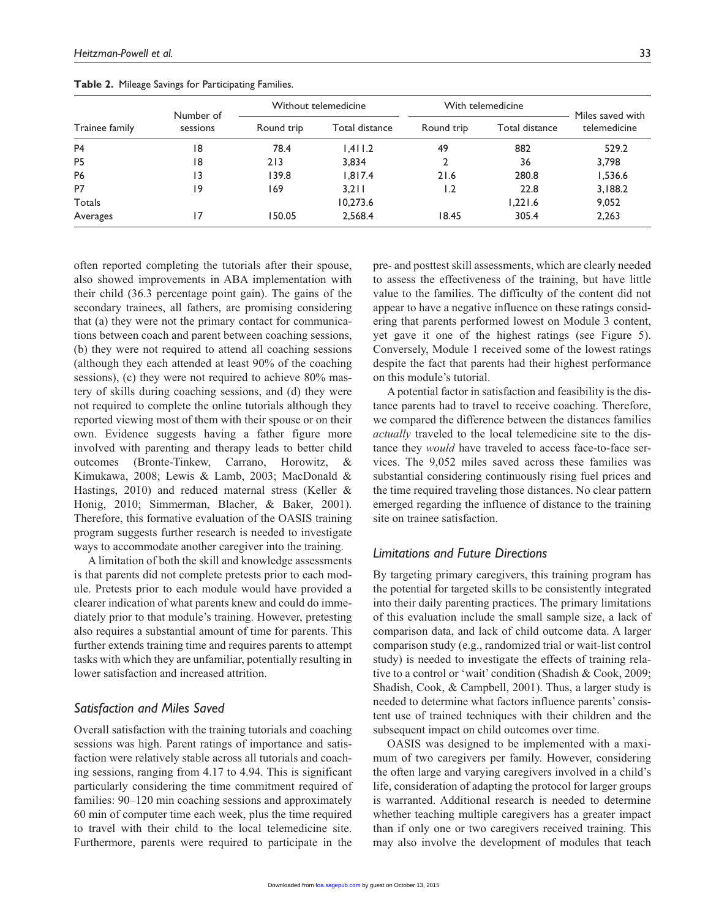**Table 2.** Mileage Savings for Participating Families.

| Trainee family | Number of sessions | Without telemedicine | | With telemedicine | | Miles saved with telemedicine |
|---|---|---|---|---|---|---|
| | | Round trip | Total distance | Round trip | Total distance | |
| P4 | 18 | 78.4 | 1,411.2 | 49 | 882 | 529.2 |
| P5 | 18 | 213 | 3,834 | 2 | 36 | 3,798 |
| P6 | 13 | 139.8 | 1,817.4 | 21.6 | 280.8 | 1,536.6 |
| P7 | 19 | 169 | 3,211 | 1.2 | 22.8 | 3,188.2 |
| Totals | | | 10,273.6 | | 1,221.6 | 9,052 |
| Averages | 17 | 150.05 | 2,568.4 | 18.45 | 305.4 | 2,263 |

often reported completing the tutorials after their spouse, also showed improvements in ABA implementation with their child (36.3 percentage point gain). The gains of the secondary trainees, all fathers, are promising considering that (a) they were not the primary contact for communications between coach and parent between coaching sessions, (b) they were not required to attend all coaching sessions (although they each attended at least 90% of the coaching sessions), (c) they were not required to achieve 80% mastery of skills during coaching sessions, and (d) they were not required to complete the online tutorials although they reported viewing most of them with their spouse or on their own. Evidence suggests having a father figure more involved with parenting and therapy leads to better child outcomes (Bronte-Tinkew, Carrano, Horowitz, & Kimukawa, 2008; Lewis & Lamb, 2003; MacDonald & Hastings, 2010) and reduced maternal stress (Keller & Honig, 2010; Simmerman, Blacher, & Baker, 2001). Therefore, this formative evaluation of the OASIS training program suggests further research is needed to investigate ways to accommodate another caregiver into the training.

A limitation of both the skill and knowledge assessments is that parents did not complete pretests prior to each module. Pretests prior to each module would have provided a clearer indication of what parents knew and could do immediately prior to that module's training. However, pretesting also requires a substantial amount of time for parents. This further extends training time and requires parents to attempt tasks with which they are unfamiliar, potentially resulting in lower satisfaction and increased attrition.

### *Satisfaction and Miles Saved*

Overall satisfaction with the training tutorials and coaching sessions was high. Parent ratings of importance and satisfaction were relatively stable across all tutorials and coaching sessions, ranging from 4.17 to 4.94. This is significant particularly considering the time commitment required of families: 90–120 min coaching sessions and approximately 60 min of computer time each week, plus the time required to travel with their child to the local telemedicine site. Furthermore, parents were required to participate in the pre- and posttest skill assessments, which are clearly needed to assess the effectiveness of the training, but have little value to the families. The difficulty of the content did not appear to have a negative influence on these ratings considering that parents performed lowest on Module 3 content, yet gave it one of the highest ratings (see Figure 5). Conversely, Module 1 received some of the lowest ratings despite the fact that parents had their highest performance on this module's tutorial.

A potential factor in satisfaction and feasibility is the distance parents had to travel to receive coaching. Therefore, we compared the difference between the distances families *actually* traveled to the local telemedicine site to the distance they *would* have traveled to access face-to-face services. The 9,052 miles saved across these families was substantial considering continuously rising fuel prices and the time required traveling those distances. No clear pattern emerged regarding the influence of distance to the training site on trainee satisfaction.

### *Limitations and Future Directions*

By targeting primary caregivers, this training program has the potential for targeted skills to be consistently integrated into their daily parenting practices. The primary limitations of this evaluation include the small sample size, a lack of comparison data, and lack of child outcome data. A larger comparison study (e.g., randomized trial or wait-list control study) is needed to investigate the effects of training relative to a control or 'wait' condition (Shadish & Cook, 2009; Shadish, Cook, & Campbell, 2001). Thus, a larger study is needed to determine what factors influence parents' consistent use of trained techniques with their children and the subsequent impact on child outcomes over time.

OASIS was designed to be implemented with a maximum of two caregivers per family. However, considering the often large and varying caregivers involved in a child's life, consideration of adapting the protocol for larger groups is warranted. Additional research is needed to determine whether teaching multiple caregivers has a greater impact than if only one or two caregivers received training. This may also involve the development of modules that teach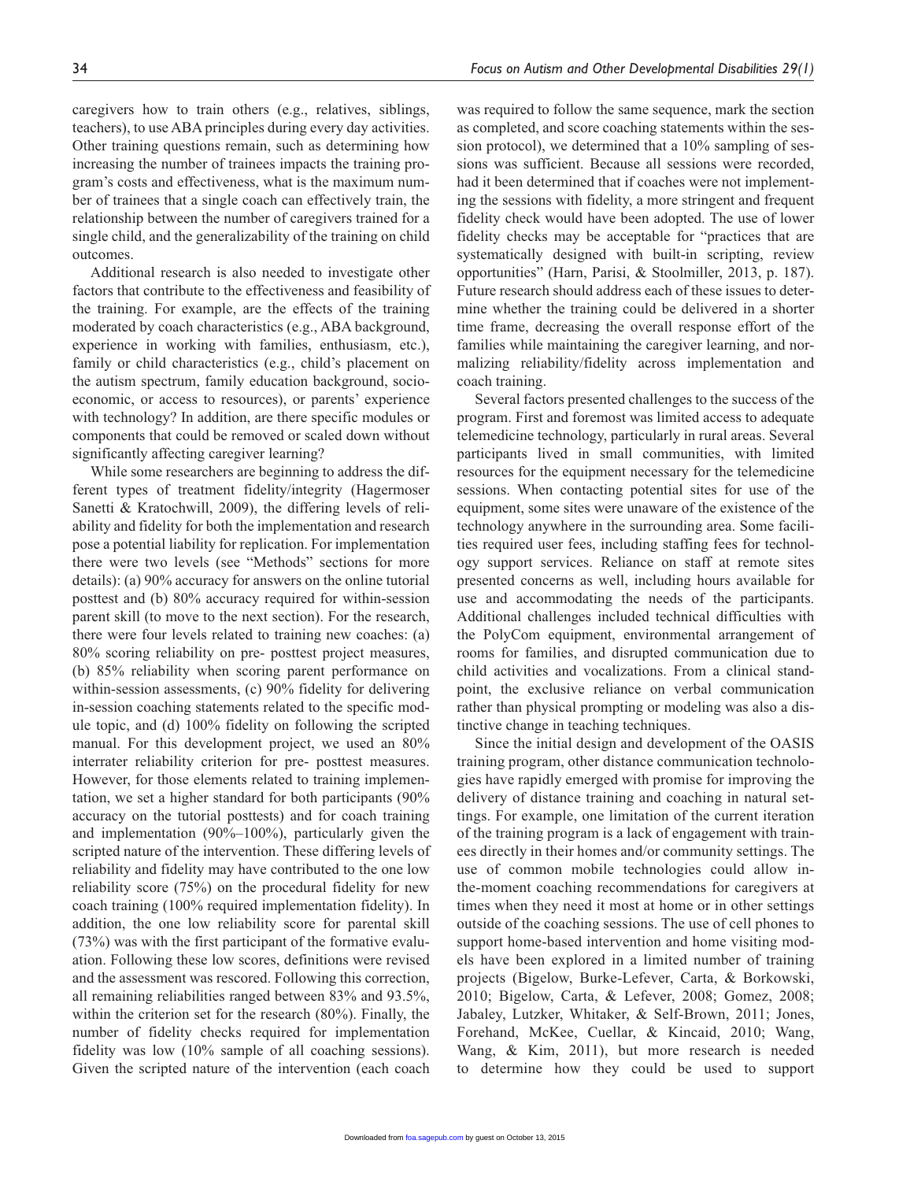caregivers how to train others (e.g., relatives, siblings, teachers), to use ABA principles during every day activities. Other training questions remain, such as determining how increasing the number of trainees impacts the training program's costs and effectiveness, what is the maximum number of trainees that a single coach can effectively train, the relationship between the number of caregivers trained for a single child, and the generalizability of the training on child outcomes.

Additional research is also needed to investigate other factors that contribute to the effectiveness and feasibility of the training. For example, are the effects of the training moderated by coach characteristics (e.g., ABA background, experience in working with families, enthusiasm, etc.), family or child characteristics (e.g., child's placement on the autism spectrum, family education background, socioeconomic, or access to resources), or parents' experience with technology? In addition, are there specific modules or components that could be removed or scaled down without significantly affecting caregiver learning?

While some researchers are beginning to address the different types of treatment fidelity/integrity (Hagermoser Sanetti & Kratochwill, 2009), the differing levels of reliability and fidelity for both the implementation and research pose a potential liability for replication. For implementation there were two levels (see "Methods" sections for more details): (a) 90% accuracy for answers on the online tutorial posttest and (b) 80% accuracy required for within-session parent skill (to move to the next section). For the research, there were four levels related to training new coaches: (a) 80% scoring reliability on pre- posttest project measures, (b) 85% reliability when scoring parent performance on within-session assessments, (c) 90% fidelity for delivering in-session coaching statements related to the specific module topic, and (d) 100% fidelity on following the scripted manual. For this development project, we used an 80% interrater reliability criterion for pre- posttest measures. However, for those elements related to training implementation, we set a higher standard for both participants (90% accuracy on the tutorial posttests) and for coach training and implementation (90%–100%), particularly given the scripted nature of the intervention. These differing levels of reliability and fidelity may have contributed to the one low reliability score (75%) on the procedural fidelity for new coach training (100% required implementation fidelity). In addition, the one low reliability score for parental skill (73%) was with the first participant of the formative evaluation. Following these low scores, definitions were revised and the assessment was rescored. Following this correction, all remaining reliabilities ranged between 83% and 93.5%, within the criterion set for the research (80%). Finally, the number of fidelity checks required for implementation fidelity was low (10% sample of all coaching sessions). Given the scripted nature of the intervention (each coach was required to follow the same sequence, mark the section as completed, and score coaching statements within the session protocol), we determined that a 10% sampling of sessions was sufficient. Because all sessions were recorded, had it been determined that if coaches were not implementing the sessions with fidelity, a more stringent and frequent fidelity check would have been adopted. The use of lower fidelity checks may be acceptable for "practices that are systematically designed with built-in scripting, review opportunities" (Harn, Parisi, & Stoolmiller, 2013, p. 187). Future research should address each of these issues to determine whether the training could be delivered in a shorter time frame, decreasing the overall response effort of the families while maintaining the caregiver learning, and normalizing reliability/fidelity across implementation and coach training.

Several factors presented challenges to the success of the program. First and foremost was limited access to adequate telemedicine technology, particularly in rural areas. Several participants lived in small communities, with limited resources for the equipment necessary for the telemedicine sessions. When contacting potential sites for use of the equipment, some sites were unaware of the existence of the technology anywhere in the surrounding area. Some facilities required user fees, including staffing fees for technology support services. Reliance on staff at remote sites presented concerns as well, including hours available for use and accommodating the needs of the participants. Additional challenges included technical difficulties with the PolyCom equipment, environmental arrangement of rooms for families, and disrupted communication due to child activities and vocalizations. From a clinical standpoint, the exclusive reliance on verbal communication rather than physical prompting or modeling was also a distinctive change in teaching techniques.

Since the initial design and development of the OASIS training program, other distance communication technologies have rapidly emerged with promise for improving the delivery of distance training and coaching in natural settings. For example, one limitation of the current iteration of the training program is a lack of engagement with trainees directly in their homes and/or community settings. The use of common mobile technologies could allow in-the-moment coaching recommendations for caregivers at times when they need it most at home or in other settings outside of the coaching sessions. The use of cell phones to support home-based intervention and home visiting models have been explored in a limited number of training projects (Bigelow, Burke-Lefever, Carta, & Borkowski, 2010; Bigelow, Carta, & Lefever, 2008; Gomez, 2008; Jabaley, Lutzker, Whitaker, & Self-Brown, 2011; Jones, Forehand, McKee, Cuellar, & Kincaid, 2010; Wang, Wang, & Kim, 2011), but more research is needed to determine how they could be used to support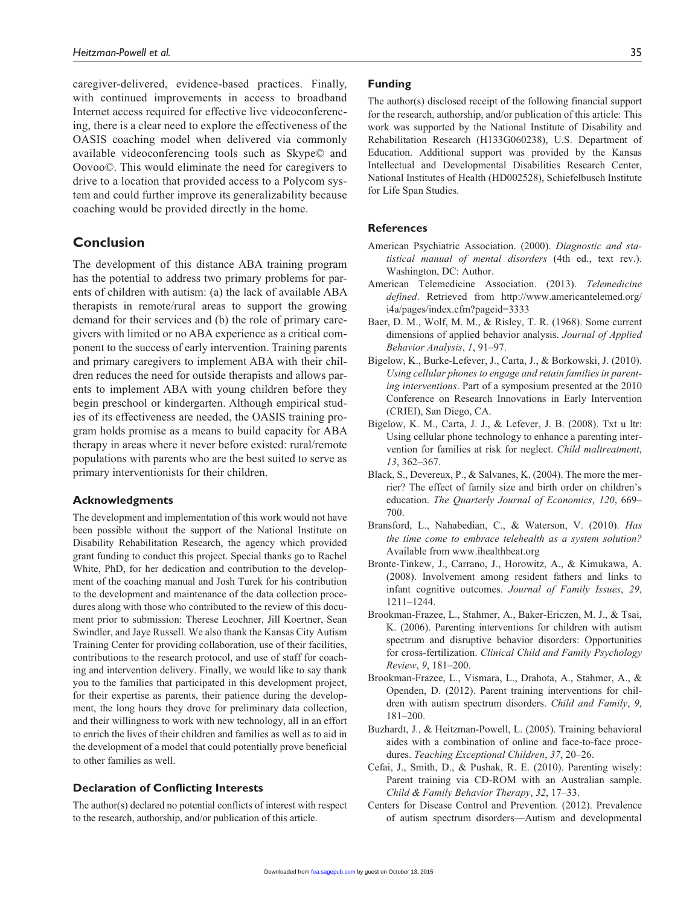caregiver-delivered, evidence-based practices. Finally, with continued improvements in access to broadband Internet access required for effective live videoconferencing, there is a clear need to explore the effectiveness of the OASIS coaching model when delivered via commonly available videoconferencing tools such as Skype© and Oovoo©. This would eliminate the need for caregivers to drive to a location that provided access to a Polycom system and could further improve its generalizability because coaching would be provided directly in the home.

## Conclusion

The development of this distance ABA training program has the potential to address two primary problems for parents of children with autism: (a) the lack of available ABA therapists in remote/rural areas to support the growing demand for their services and (b) the role of primary caregivers with limited or no ABA experience as a critical component to the success of early intervention. Training parents and primary caregivers to implement ABA with their children reduces the need for outside therapists and allows parents to implement ABA with young children before they begin preschool or kindergarten. Although empirical studies of its effectiveness are needed, the OASIS training program holds promise as a means to build capacity for ABA therapy in areas where it never before existed: rural/remote populations with parents who are the best suited to serve as primary interventionists for their children.

### Acknowledgments

The development and implementation of this work would not have been possible without the support of the National Institute on Disability Rehabilitation Research, the agency which provided grant funding to conduct this project. Special thanks go to Rachel White, PhD, for her dedication and contribution to the development of the coaching manual and Josh Turek for his contribution to the development and maintenance of the data collection procedures along with those who contributed to the review of this document prior to submission: Therese Leochner, Jill Koertner, Sean Swindler, and Jaye Russell. We also thank the Kansas City Autism Training Center for providing collaboration, use of their facilities, contributions to the research protocol, and use of staff for coaching and intervention delivery. Finally, we would like to say thank you to the families that participated in this development project, for their expertise as parents, their patience during the development, the long hours they drove for preliminary data collection, and their willingness to work with new technology, all in an effort to enrich the lives of their children and families as well as to aid in the development of a model that could potentially prove beneficial to other families as well.

### Declaration of Conflicting Interests

The author(s) declared no potential conflicts of interest with respect to the research, authorship, and/or publication of this article.

### Funding

The author(s) disclosed receipt of the following financial support for the research, authorship, and/or publication of this article: This work was supported by the National Institute of Disability and Rehabilitation Research (H133G060238), U.S. Department of Education. Additional support was provided by the Kansas Intellectual and Developmental Disabilities Research Center, National Institutes of Health (HD002528), Schiefelbusch Institute for Life Span Studies.

### References

American Psychiatric Association. (2000). *Diagnostic and statistical manual of mental disorders* (4th ed., text rev.). Washington, DC: Author.

American Telemedicine Association. (2013). *Telemedicine defined*. Retrieved from http://www.americantelemed.org/i4a/pages/index.cfm?pageid=3333

Baer, D. M., Wolf, M. M., & Risley, T. R. (1968). Some current dimensions of applied behavior analysis. *Journal of Applied Behavior Analysis*, *1*, 91–97.

Bigelow, K., Burke-Lefever, J., Carta, J., & Borkowski, J. (2010). *Using cellular phones to engage and retain families in parenting interventions*. Part of a symposium presented at the 2010 Conference on Research Innovations in Early Intervention (CRIEI), San Diego, CA.

Bigelow, K. M., Carta, J. J., & Lefever, J. B. (2008). Txt u ltr: Using cellular phone technology to enhance a parenting intervention for families at risk for neglect. *Child maltreatment*, *13*, 362–367.

Black, S., Devereux, P., & Salvanes, K. (2004). The more the merrier? The effect of family size and birth order on children's education. *The Quarterly Journal of Economics*, *120*, 669–700.

Bransford, L., Nahabedian, C., & Waterson, V. (2010). *Has the time come to embrace telehealth as a system solution?* Available from www.ihealthbeat.org

Bronte-Tinkew, J., Carrano, J., Horowitz, A., & Kimukawa, A. (2008). Involvement among resident fathers and links to infant cognitive outcomes. *Journal of Family Issues*, *29*, 1211–1244.

Brookman-Frazee, L., Stahmer, A., Baker-Ericzen, M. J., & Tsai, K. (2006). Parenting interventions for children with autism spectrum and disruptive behavior disorders: Opportunities for cross-fertilization. *Clinical Child and Family Psychology Review*, *9*, 181–200.

Brookman-Frazee, L., Vismara, L., Drahota, A., Stahmer, A., & Openden, D. (2012). Parent training interventions for children with autism spectrum disorders. *Child and Family*, *9*, 181–200.

Buzhardt, J., & Heitzman-Powell, L. (2005). Training behavioral aides with a combination of online and face-to-face procedures. *Teaching Exceptional Children*, *37*, 20–26.

Cefai, J., Smith, D., & Pushak, R. E. (2010). Parenting wisely: Parent training via CD-ROM with an Australian sample. *Child & Family Behavior Therapy*, *32*, 17–33.

Centers for Disease Control and Prevention. (2012). Prevalence of autism spectrum disorders—Autism and developmental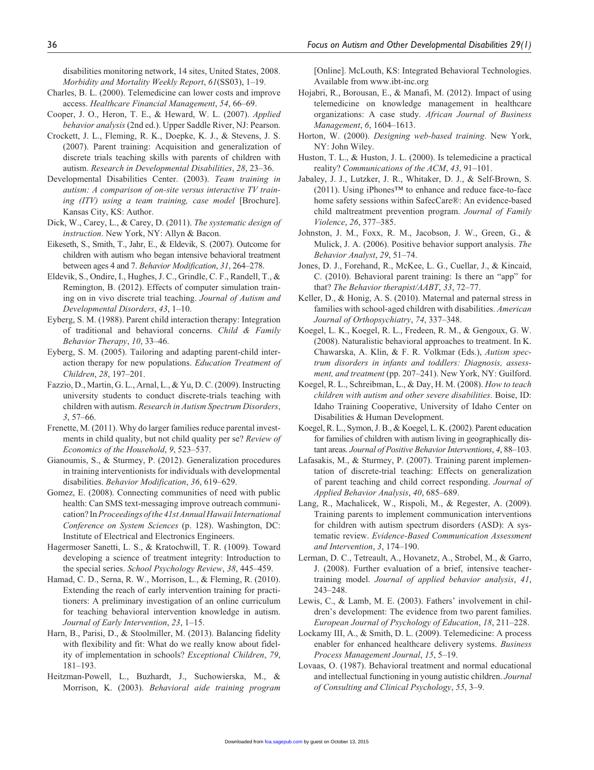disabilities monitoring network, 14 sites, United States, 2008. *Morbidity and Mortality Weekly Report*, *61*(SS03), 1–19.

Charles, B. L. (2000). Telemedicine can lower costs and improve access. *Healthcare Financial Management*, *54*, 66–69.

Cooper, J. O., Heron, T. E., & Heward, W. L. (2007). *Applied behavior analysis* (2nd ed.). Upper Saddle River, NJ: Pearson.

Crockett, J. L., Fleming, R. K., Doepke, K. J., & Stevens, J. S. (2007). Parent training: Acquisition and generalization of discrete trials teaching skills with parents of children with autism. *Research in Developmental Disabilities*, *28*, 23–36.

Developmental Disabilities Center. (2003). *Team training in autism: A comparison of on-site versus interactive TV training (ITV) using a team training, case model* [Brochure]. Kansas City, KS: Author.

Dick, W., Carey, L., & Carey, D. (2011). *The systematic design of instruction*. New York, NY: Allyn & Bacon.

Eikeseth, S., Smith, T., Jahr, E., & Eldevik, S. (2007). Outcome for children with autism who began intensive behavioral treatment between ages 4 and 7. *Behavior Modification*, *31*, 264–278.

Eldevik, S., Ondire, I., Hughes, J. C., Grindle, C. F., Randell, T., & Remington, B. (2012). Effects of computer simulation training on in vivo discrete trial teaching. *Journal of Autism and Developmental Disorders*, *43*, 1–10.

Eyberg, S. M. (1988). Parent child interaction therapy: Integration of traditional and behavioral concerns. *Child & Family Behavior Therapy*, *10*, 33–46.

Eyberg, S. M. (2005). Tailoring and adapting parent-child interaction therapy for new populations. *Education Treatment of Children*, *28*, 197–201.

Fazzio, D., Martin, G. L., Arnal, L., & Yu, D. C. (2009). Instructing university students to conduct discrete-trials teaching with children with autism. *Research in Autism Spectrum Disorders*, *3*, 57–66.

Frenette, M. (2011). Why do larger families reduce parental investments in child quality, but not child quality per se? *Review of Economics of the Household*, *9*, 523–537.

Gianoumis, S., & Sturmey, P. (2012). Generalization procedures in training interventionists for individuals with developmental disabilities. *Behavior Modification*, *36*, 619–629.

Gomez, E. (2008). Connecting communities of need with public health: Can SMS text-messaging improve outreach communication? In *Proceedings of the 41st Annual Hawaii International Conference on System Sciences* (p. 128). Washington, DC: Institute of Electrical and Electronics Engineers.

Hagermoser Sanetti, L. S., & Kratochwill, T. R. (1009). Toward developing a science of treatment integrity: Introduction to the special series. *School Psychology Review*, *38*, 445–459.

Hamad, C. D., Serna, R. W., Morrison, L., & Fleming, R. (2010). Extending the reach of early intervention training for practitioners: A preliminary investigation of an online curriculum for teaching behavioral intervention knowledge in autism. *Journal of Early Intervention*, *23*, 1–15.

Harn, B., Parisi, D., & Stoolmiller, M. (2013). Balancing fidelity with flexibility and fit: What do we really know about fidelity of implementation in schools? *Exceptional Children*, *79*, 181–193.

Heitzman-Powell, L., Buzhardt, J., Suchowierska, M., & Morrison, K. (2003). *Behavioral aide training program* [Online]. McLouth, KS: Integrated Behavioral Technologies. Available from www.ibt-inc.org

Hojabri, R., Borousan, E., & Manafi, M. (2012). Impact of using telemedicine on knowledge management in healthcare organizations: A case study. *African Journal of Business Management*, *6*, 1604–1613.

Horton, W. (2000). *Designing web-based training*. New York, NY: John Wiley.

Huston, T. L., & Huston, J. L. (2000). Is telemedicine a practical reality? *Communications of the ACM*, *43*, 91–101.

Jabaley, J. J., Lutzker, J. R., Whitaker, D. J., & Self-Brown, S. (2011). Using iPhones™ to enhance and reduce face-to-face home safety sessions within SafeCare®: An evidence-based child maltreatment prevention program. *Journal of Family Violence*, *26*, 377–385.

Johnston, J. M., Foxx, R. M., Jacobson, J. W., Green, G., & Mulick, J. A. (2006). Positive behavior support analysis. *The Behavior Analyst*, *29*, 51–74.

Jones, D. J., Forehand, R., McKee, L. G., Cuellar, J., & Kincaid, C. (2010). Behavioral parent training: Is there an "app" for that? *The Behavior therapist/AABT*, *33*, 72–77.

Keller, D., & Honig, A. S. (2010). Maternal and paternal stress in families with school-aged children with disabilities. *American Journal of Orthopsychiatry*, *74*, 337–348.

Koegel, L. K., Koegel, R. L., Fredeen, R. M., & Gengoux, G. W. (2008). Naturalistic behavioral approaches to treatment. In K. Chawarska, A. Klin, & F. R. Volkmar (Eds.), *Autism spectrum disorders in infants and toddlers: Diagnosis, assessment, and treatment* (pp. 207–241). New York, NY: Guilford.

Koegel, R. L., Schreibman, L., & Day, H. M. (2008). *How to teach children with autism and other severe disabilities*. Boise, ID: Idaho Training Cooperative, University of Idaho Center on Disabilities & Human Development.

Koegel, R. L., Symon, J. B., & Koegel, L. K. (2002). Parent education for families of children with autism living in geographically distant areas. *Journal of Positive Behavior Interventions*, *4*, 88–103.

Lafasakis, M., & Sturmey, P. (2007). Training parent implementation of discrete-trial teaching: Effects on generalization of parent teaching and child correct responding. *Journal of Applied Behavior Analysis*, *40*, 685–689.

Lang, R., Machalicek, W., Rispoli, M., & Regester, A. (2009). Training parents to implement communication interventions for children with autism spectrum disorders (ASD): A systematic review. *Evidence-Based Communication Assessment and Intervention*, *3*, 174–190.

Lerman, D. C., Tetreault, A., Hovanetz, A., Strobel, M., & Garro, J. (2008). Further evaluation of a brief, intensive teacher-training model. *Journal of applied behavior analysis*, *41*, 243–248.

Lewis, C., & Lamb, M. E. (2003). Fathers' involvement in children's development: The evidence from two parent families. *European Journal of Psychology of Education*, *18*, 211–228.

Lockamy III, A., & Smith, D. L. (2009). Telemedicine: A process enabler for enhanced healthcare delivery systems. *Business Process Management Journal*, *15*, 5–19.

Lovaas, O. (1987). Behavioral treatment and normal educational and intellectual functioning in young autistic children. *Journal of Consulting and Clinical Psychology*, *55*, 3–9.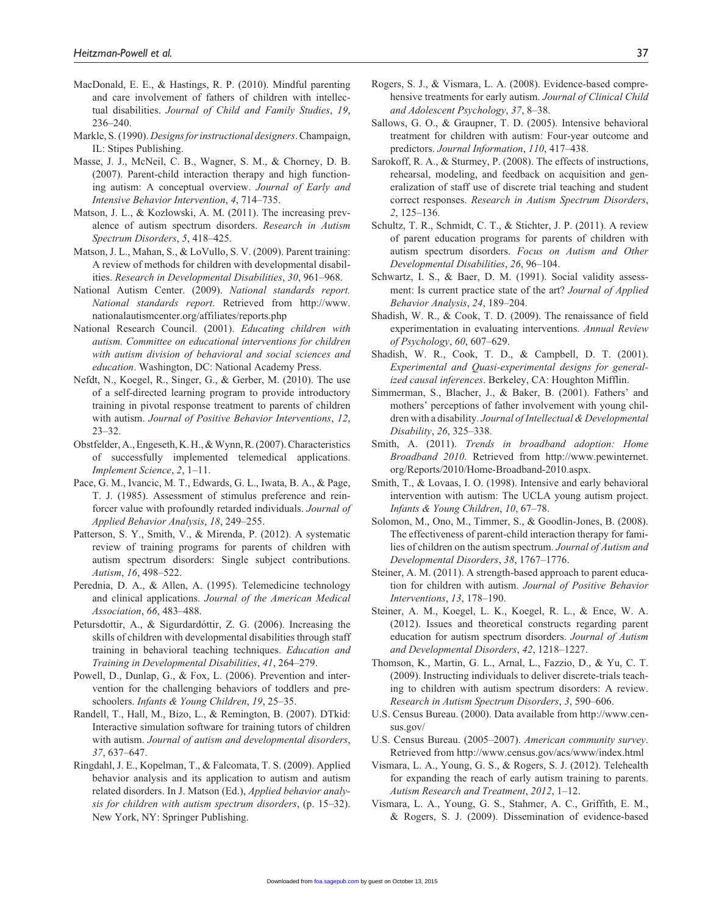MacDonald, E. E., & Hastings, R. P. (2010). Mindful parenting and care involvement of fathers of children with intellectual disabilities. *Journal of Child and Family Studies*, *19*, 236–240.

Markle, S. (1990). *Designs for instructional designers*. Champaign, IL: Stipes Publishing.

Masse, J. J., McNeil, C. B., Wagner, S. M., & Chorney, D. B. (2007). Parent-child interaction therapy and high functioning autism: A conceptual overview. *Journal of Early and Intensive Behavior Intervention*, *4*, 714–735.

Matson, J. L., & Kozlowski, A. M. (2011). The increasing prevalence of autism spectrum disorders. *Research in Autism Spectrum Disorders*, *5*, 418–425.

Matson, J. L., Mahan, S., & LoVullo, S. V. (2009). Parent training: A review of methods for children with developmental disabilities. *Research in Developmental Disabilities*, *30*, 961–968.

National Autism Center. (2009). *National standards report. National standards report*. Retrieved from http://www.nationalautismcenter.org/affiliates/reports.php

National Research Council. (2001). *Educating children with autism. Committee on educational interventions for children with autism division of behavioral and social sciences and education*. Washington, DC: National Academy Press.

Nefdt, N., Koegel, R., Singer, G., & Gerber, M. (2010). The use of a self-directed learning program to provide introductory training in pivotal response treatment to parents of children with autism. *Journal of Positive Behavior Interventions*, *12*, 23–32.

Obstfelder, A., Engeseth, K. H., & Wynn, R. (2007). Characteristics of successfully implemented telemedical applications. *Implement Science*, *2*, 1–11.

Pace, G. M., Ivancic, M. T., Edwards, G. L., Iwata, B. A., & Page, T. J. (1985). Assessment of stimulus preference and reinforcer value with profoundly retarded individuals. *Journal of Applied Behavior Analysis*, *18*, 249–255.

Patterson, S. Y., Smith, V., & Mirenda, P. (2012). A systematic review of training programs for parents of children with autism spectrum disorders: Single subject contributions. *Autism*, *16*, 498–522.

Perednia, D. A., & Allen, A. (1995). Telemedicine technology and clinical applications. *Journal of the American Medical Association*, *66*, 483–488.

Petursdottir, A., & Sigurdardóttir, Z. G. (2006). Increasing the skills of children with developmental disabilities through staff training in behavioral teaching techniques. *Education and Training in Developmental Disabilities*, *41*, 264–279.

Powell, D., Dunlap, G., & Fox, L. (2006). Prevention and intervention for the challenging behaviors of toddlers and preschoolers. *Infants & Young Children*, *19*, 25–35.

Randell, T., Hall, M., Bizo, L., & Remington, B. (2007). DTkid: Interactive simulation software for training tutors of children with autism. *Journal of autism and developmental disorders*, *37*, 637–647.

Ringdahl, J. E., Kopelman, T., & Falcomata, T. S. (2009). Applied behavior analysis and its application to autism and autism related disorders. In J. Matson (Ed.), *Applied behavior analysis for children with autism spectrum disorders*, (p. 15–32). New York, NY: Springer Publishing.

Rogers, S. J., & Vismara, L. A. (2008). Evidence-based comprehensive treatments for early autism. *Journal of Clinical Child and Adolescent Psychology*, *37*, 8–38.

Sallows, G. O., & Graupner, T. D. (2005). Intensive behavioral treatment for children with autism: Four-year outcome and predictors. *Journal Information*, *110*, 417–438.

Sarokoff, R. A., & Sturmey, P. (2008). The effects of instructions, rehearsal, modeling, and feedback on acquisition and generalization of staff use of discrete trial teaching and student correct responses. *Research in Autism Spectrum Disorders*, *2*, 125–136.

Schultz, T. R., Schmidt, C. T., & Stichter, J. P. (2011). A review of parent education programs for parents of children with autism spectrum disorders. *Focus on Autism and Other Developmental Disabilities*, *26*, 96–104.

Schwartz, I. S., & Baer, D. M. (1991). Social validity assessment: Is current practice state of the art? *Journal of Applied Behavior Analysis*, *24*, 189–204.

Shadish, W. R., & Cook, T. D. (2009). The renaissance of field experimentation in evaluating interventions. *Annual Review of Psychology*, *60*, 607–629.

Shadish, W. R., Cook, T. D., & Campbell, D. T. (2001). *Experimental and Quasi-experimental designs for generalized causal inferences*. Berkeley, CA: Houghton Mifflin.

Simmerman, S., Blacher, J., & Baker, B. (2001). Fathers' and mothers' perceptions of father involvement with young children with a disability. *Journal of Intellectual & Developmental Disability*, *26*, 325–338.

Smith, A. (2011). *Trends in broadband adoption: Home Broadband 2010*. Retrieved from http://www.pewinternet.org/Reports/2010/Home-Broadband-2010.aspx.

Smith, T., & Lovaas, I. O. (1998). Intensive and early behavioral intervention with autism: The UCLA young autism project. *Infants & Young Children*, *10*, 67–78.

Solomon, M., Ono, M., Timmer, S., & Goodlin-Jones, B. (2008). The effectiveness of parent-child interaction therapy for families of children on the autism spectrum. *Journal of Autism and Developmental Disorders*, *38*, 1767–1776.

Steiner, A. M. (2011). A strength-based approach to parent education for children with autism. *Journal of Positive Behavior Interventions*, *13*, 178–190.

Steiner, A. M., Koegel, L. K., Koegel, R. L., & Ence, W. A. (2012). Issues and theoretical constructs regarding parent education for autism spectrum disorders. *Journal of Autism and Developmental Disorders*, *42*, 1218–1227.

Thomson, K., Martin, G. L., Arnal, L., Fazzio, D., & Yu, C. T. (2009). Instructing individuals to deliver discrete-trials teaching to children with autism spectrum disorders: A review. *Research in Autism Spectrum Disorders*, *3*, 590–606.

U.S. Census Bureau. (2000). Data available from http://www.census.gov/

U.S. Census Bureau. (2005–2007). *American community survey*. Retrieved from http://www.census.gov/acs/www/index.html

Vismara, L. A., Young, G. S., & Rogers, S. J. (2012). Telehealth for expanding the reach of early autism training to parents. *Autism Research and Treatment*, *2012*, 1–12.

Vismara, L. A., Young, G. S., Stahmer, A. C., Griffith, E. M., & Rogers, S. J. (2009). Dissemination of evidence-based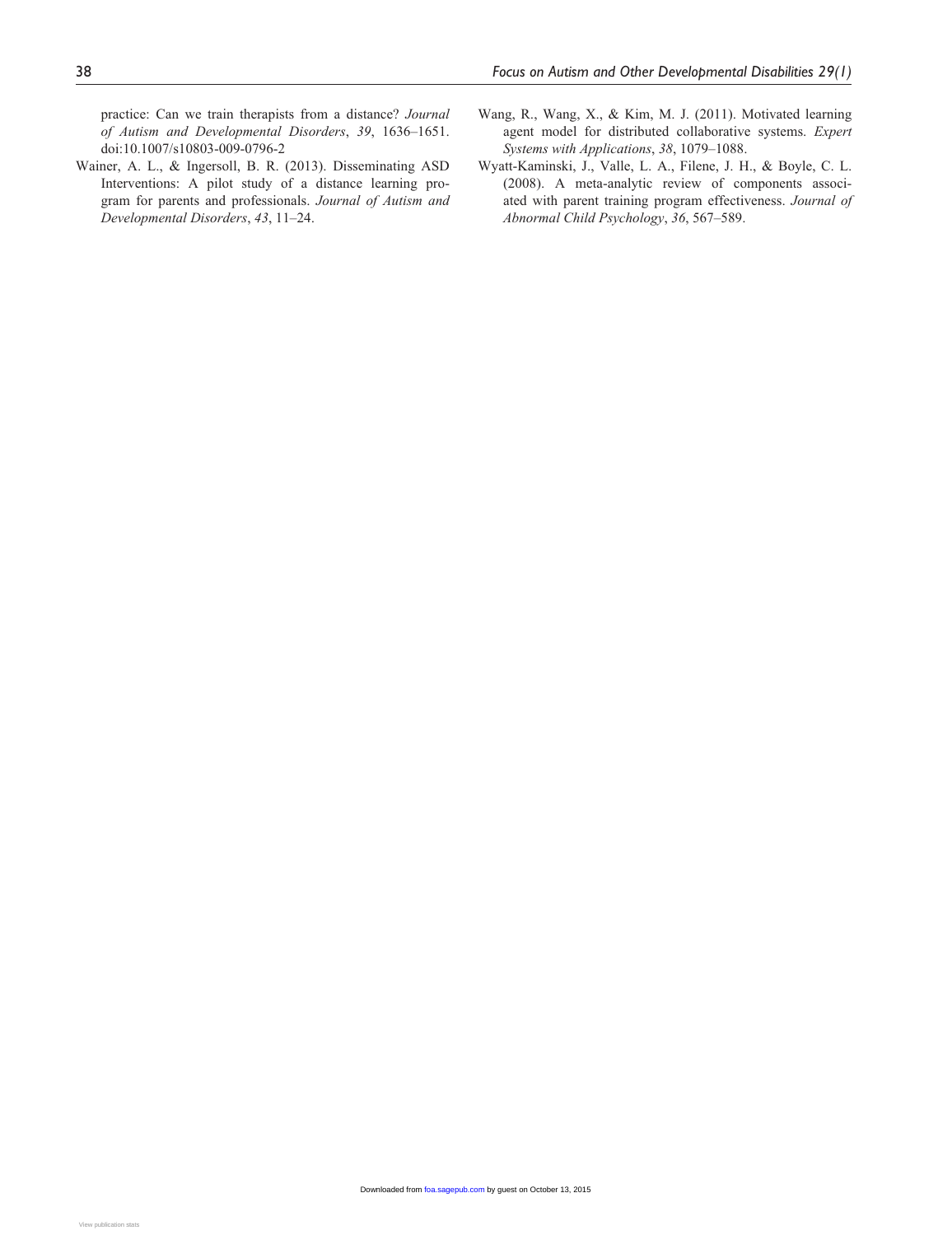practice: Can we train therapists from a distance? *Journal of Autism and Developmental Disorders*, *39*, 1636–1651. doi:10.1007/s10803-009-0796-2

Wainer, A. L., & Ingersoll, B. R. (2013). Disseminating ASD Interventions: A pilot study of a distance learning program for parents and professionals. *Journal of Autism and Developmental Disorders*, *43*, 11–24.

Wang, R., Wang, X., & Kim, M. J. (2011). Motivated learning agent model for distributed collaborative systems. *Expert Systems with Applications*, *38*, 1079–1088.

Wyatt-Kaminski, J., Valle, L. A., Filene, J. H., & Boyle, C. L. (2008). A meta-analytic review of components associated with parent training program effectiveness. *Journal of Abnormal Child Psychology*, *36*, 567–589.